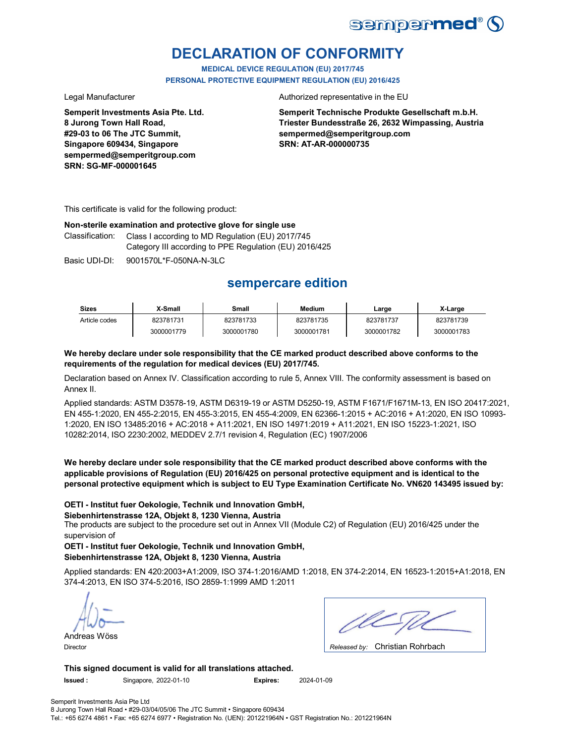# DECLARATION OF CONFORMITY

**MEDICAL DEVICE REGULATION (EU) 2017/745**
**PERSONAL PROTECTIVE EQUIPMENT REGULATION (EU) 2016/425**

Legal Manufacturer

**Semperit Investments Asia Pte. Ltd.**
**8 Jurong Town Hall Road,**
**#29-03 to 06 The JTC Summit,**
**Singapore 609434, Singapore**
**sempermed@semperitgroup.com**
**SRN: SG-MF-000001645**

Authorized representative in the EU

**Semperit Technische Produkte Gesellschaft m.b.H.**
**Triester Bundesstraße 26, 2632 Wimpassing, Austria**
**sempermed@semperitgroup.com**
**SRN: AT-AR-000000735**

This certificate is valid for the following product:

**Non-sterile examination and protective glove for single use**

Classification: Class I according to MD Regulation (EU) 2017/745
Category III according to PPE Regulation (EU) 2016/425

Basic UDI-DI: 9001570L*F-050NA-N-3LC

## sempercare edition

| Sizes | X-Small | Small | Medium | Large | X-Large |
|---|---|---|---|---|---|
| Article codes | 823781731 | 823781733 | 823781735 | 823781737 | 823781739 |
| | 3000001779 | 3000001780 | 3000001781 | 3000001782 | 3000001783 |

**We hereby declare under sole responsibility that the CE marked product described above conforms to the requirements of the regulation for medical devices (EU) 2017/745.**

Declaration based on Annex IV. Classification according to rule 5, Annex VIII. The conformity assessment is based on Annex II.

Applied standards: ASTM D3578-19, ASTM D6319-19 or ASTM D5250-19, ASTM F1671/F1671M-13, EN ISO 20417:2021, EN 455-1:2020, EN 455-2:2015, EN 455-3:2015, EN 455-4:2009, EN 62366-1:2015 + AC:2016 + A1:2020, EN ISO 10993-1:2020, EN ISO 13485:2016 + AC:2018 + A11:2021, EN ISO 14971:2019 + A11:2021, EN ISO 15223-1:2021, ISO 10282:2014, ISO 2230:2002, MEDDEV 2.7/1 revision 4, Regulation (EC) 1907/2006

**We hereby declare under sole responsibility that the CE marked product described above conforms with the applicable provisions of Regulation (EU) 2016/425 on personal protective equipment and is identical to the personal protective equipment which is subject to EU Type Examination Certificate No. VN620 143495 issued by:**

**OETI - Institut fuer Oekologie, Technik und Innovation GmbH,**
**Siebenhirtenstrasse 12A, Objekt 8, 1230 Vienna, Austria**
The products are subject to the procedure set out in Annex VII (Module C2) of Regulation (EU) 2016/425 under the supervision of
**OETI - Institut fuer Oekologie, Technik und Innovation GmbH,**
**Siebenhirtenstrasse 12A, Objekt 8, 1230 Vienna, Austria**

Applied standards: EN 420:2003+A1:2009, ISO 374-1:2016/AMD 1:2018, EN 374-2:2014, EN 16523-1:2015+A1:2018, EN 374-4:2013, EN ISO 374-5:2016, ISO 2859-1:1999 AMD 1:2011

Andreas Wöss
Director

*Released by:* Christian Rohrbach

**This signed document is valid for all translations attached.**

**Issued :** Singapore, 2022-01-10 **Expires:** 2024-01-09

Semperit Investments Asia Pte Ltd
8 Jurong Town Hall Road • #29-03/04/05/06 The JTC Summit • Singapore 609434
Tel.: +65 6274 4861 • Fax: +65 6274 6977 • Registration No. (UEN): 201221964N • GST Registration No.: 201221964N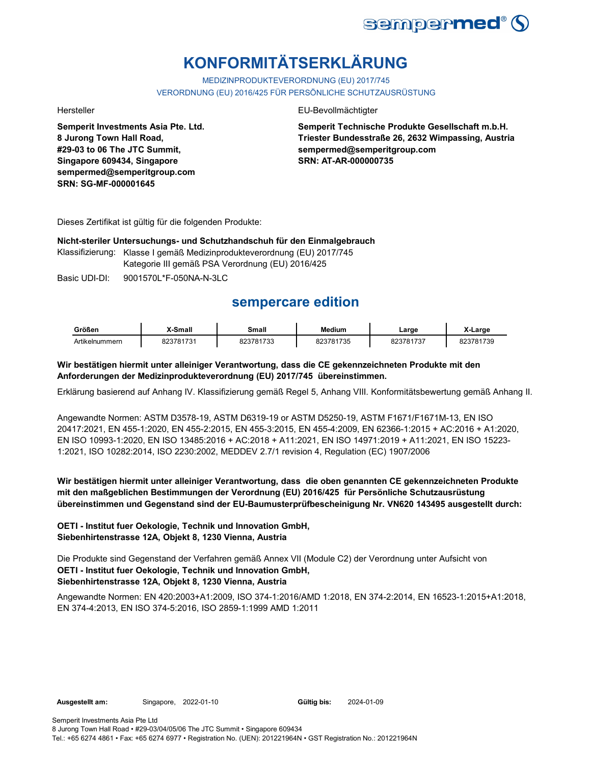# KONFORMITÄTSERKLÄRUNG

MEDIZINPRODUKTEVERORDNUNG (EU) 2017/745

VERORDNUNG (EU) 2016/425 FÜR PERSÖNLICHE SCHUTZAUSRÜSTUNG

Hersteller

**Semperit Investments Asia Pte. Ltd.**
**8 Jurong Town Hall Road,**
**#29-03 to 06 The JTC Summit,**
**Singapore 609434, Singapore**
**sempermed@semperitgroup.com**
**SRN: SG-MF-000001645**

EU-Bevollmächtigter

**Semperit Technische Produkte Gesellschaft m.b.H.**
**Triester Bundesstraße 26, 2632 Wimpassing, Austria**
**sempermed@semperitgroup.com**
**SRN: AT-AR-000000735**

Dieses Zertifikat ist gültig für die folgenden Produkte:

**Nicht-steriler Untersuchungs- und Schutzhandschuh für den Einmalgebrauch**

Klassifizierung: Klasse I gemäß Medizinprodukteverordnung (EU) 2017/745
Kategorie III gemäß PSA Verordnung (EU) 2016/425

Basic UDI-DI: 9001570L*F-050NA-N-3LC

## sempercare edition

| Größen | X-Small | Small | Medium | Large | X-Large |
|---|---|---|---|---|---|
| Artikelnummern | 823781731 | 823781733 | 823781735 | 823781737 | 823781739 |

**Wir bestätigen hiermit unter alleiniger Verantwortung, dass die CE gekennzeichneten Produkte mit den Anforderungen der Medizinprodukteverordnung (EU) 2017/745 übereinstimmen.**

Erklärung basierend auf Anhang IV. Klassifizierung gemäß Regel 5, Anhang VIII. Konformitätsbewertung gemäß Anhang II.

Angewandte Normen: ASTM D3578-19, ASTM D6319-19 or ASTM D5250-19, ASTM F1671/F1671M-13, EN ISO 20417:2021, EN 455-1:2020, EN 455-2:2015, EN 455-3:2015, EN 455-4:2009, EN 62366-1:2015 + AC:2016 + A1:2020, EN ISO 10993-1:2020, EN ISO 13485:2016 + AC:2018 + A11:2021, EN ISO 14971:2019 + A11:2021, EN ISO 15223-1:2021, ISO 10282:2014, ISO 2230:2002, MEDDEV 2.7/1 revision 4, Regulation (EC) 1907/2006

**Wir bestätigen hiermit unter alleiniger Verantwortung, dass die oben genannten CE gekennzeichneten Produkte mit den maßgeblichen Bestimmungen der Verordnung (EU) 2016/425 für Persönliche Schutzausrüstung übereinstimmen und Gegenstand sind der EU-Baumusterprüfbescheinigung Nr. VN620 143495 ausgestellt durch:**

**OETI - Institut fuer Oekologie, Technik und Innovation GmbH,**
**Siebenhirtenstrasse 12A, Objekt 8, 1230 Vienna, Austria**

Die Produkte sind Gegenstand der Verfahren gemäß Annex VII (Module C2) der Verordnung unter Aufsicht von
**OETI - Institut fuer Oekologie, Technik und Innovation GmbH,**
**Siebenhirtenstrasse 12A, Objekt 8, 1230 Vienna, Austria**

Angewandte Normen: EN 420:2003+A1:2009, ISO 374-1:2016/AMD 1:2018, EN 374-2:2014, EN 16523-1:2015+A1:2018, EN 374-4:2013, EN ISO 374-5:2016, ISO 2859-1:1999 AMD 1:2011

**Ausgestellt am:** Singapore, 2022-01-10 **Gültig bis:** 2024-01-09

Semperit Investments Asia Pte Ltd
8 Jurong Town Hall Road • #29-03/04/05/06 The JTC Summit • Singapore 609434
Tel.: +65 6274 4861 • Fax: +65 6274 6977 • Registration No. (UEN): 201221964N • GST Registration No.: 201221964N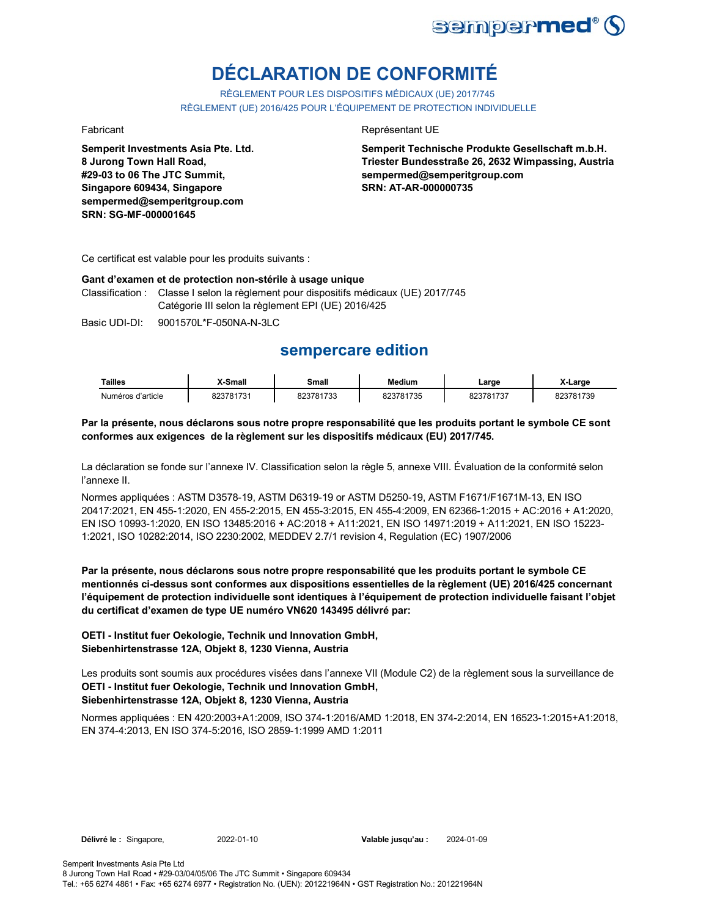# DÉCLARATION DE CONFORMITÉ

RÈGLEMENT POUR LES DISPOSITIFS MÉDICAUX (UE) 2017/745
RÈGLEMENT (UE) 2016/425 POUR L'ÉQUIPEMENT DE PROTECTION INDIVIDUELLE

Fabricant

**Semperit Investments Asia Pte. Ltd.**
**8 Jurong Town Hall Road,**
**#29-03 to 06 The JTC Summit,**
**Singapore 609434, Singapore**
**sempermed@semperitgroup.com**
**SRN: SG-MF-000001645**

Représentant UE

**Semperit Technische Produkte Gesellschaft m.b.H.**
**Triester Bundesstraße 26, 2632 Wimpassing, Austria**
**sempermed@semperitgroup.com**
**SRN: AT-AR-000000735**

Ce certificat est valable pour les produits suivants :

**Gant d'examen et de protection non-stérile à usage unique**

Classification : Classe I selon la règlement pour dispositifs médicaux (UE) 2017/745
Catégorie III selon la règlement EPI (UE) 2016/425

Basic UDI-DI: 9001570L*F-050NA-N-3LC

## sempercare edition

| Tailles | X-Small | Small | Medium | Large | X-Large |
|---|---|---|---|---|---|
| Numéros d'article | 823781731 | 823781733 | 823781735 | 823781737 | 823781739 |

**Par la présente, nous déclarons sous notre propre responsabilité que les produits portant le symbole CE sont conformes aux exigences de la règlement sur les dispositifs médicaux (EU) 2017/745.**

La déclaration se fonde sur l'annexe IV. Classification selon la règle 5, annexe VIII. Évaluation de la conformité selon l'annexe II.

Normes appliquées : ASTM D3578-19, ASTM D6319-19 or ASTM D5250-19, ASTM F1671/F1671M-13, EN ISO 20417:2021, EN 455-1:2020, EN 455-2:2015, EN 455-3:2015, EN 455-4:2009, EN 62366-1:2015 + AC:2016 + A1:2020, EN ISO 10993-1:2020, EN ISO 13485:2016 + AC:2018 + A11:2021, EN ISO 14971:2019 + A11:2021, EN ISO 15223-1:2021, ISO 10282:2014, ISO 2230:2002, MEDDEV 2.7/1 revision 4, Regulation (EC) 1907/2006

**Par la présente, nous déclarons sous notre propre responsabilité que les produits portant le symbole CE mentionnés ci-dessus sont conformes aux dispositions essentielles de la règlement (UE) 2016/425 concernant l'équipement de protection individuelle sont identiques à l'équipement de protection individuelle faisant l'objet du certificat d'examen de type UE numéro VN620 143495 délivré par:**

**OETI - Institut fuer Oekologie, Technik und Innovation GmbH,**
**Siebenhirtenstrasse 12A, Objekt 8, 1230 Vienna, Austria**

Les produits sont soumis aux procédures visées dans l'annexe VII (Module C2) de la règlement sous la surveillance de **OETI - Institut fuer Oekologie, Technik und Innovation GmbH,**
**Siebenhirtenstrasse 12A, Objekt 8, 1230 Vienna, Austria**

Normes appliquées : EN 420:2003+A1:2009, ISO 374-1:2016/AMD 1:2018, EN 374-2:2014, EN 16523-1:2015+A1:2018, EN 374-4:2013, EN ISO 374-5:2016, ISO 2859-1:1999 AMD 1:2011

**Délivré le :** Singapore, 2022-01-10 **Valable jusqu'au :** 2024-01-09

Semperit Investments Asia Pte Ltd
8 Jurong Town Hall Road • #29-03/04/05/06 The JTC Summit • Singapore 609434
Tel.: +65 6274 4861 • Fax: +65 6274 6977 • Registration No. (UEN): 201221964N • GST Registration No.: 201221964N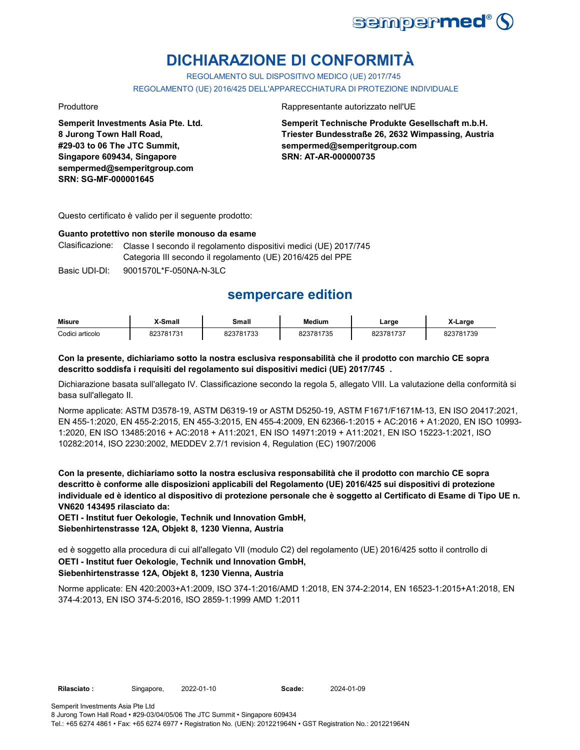# DICHIARAZIONE DI CONFORMITÀ

REGOLAMENTO SUL DISPOSITIVO MEDICO (UE) 2017/745

REGOLAMENTO (UE) 2016/425 DELL'APPARECCHIATURA DI PROTEZIONE INDIVIDUALE

Produttore

**Semperit Investments Asia Pte. Ltd.**
**8 Jurong Town Hall Road,**
**#29-03 to 06 The JTC Summit,**
**Singapore 609434, Singapore**
**sempermed@semperitgroup.com**
**SRN: SG-MF-000001645**

Rappresentante autorizzato nell'UE

**Semperit Technische Produkte Gesellschaft m.b.H.**
**Triester Bundesstraße 26, 2632 Wimpassing, Austria**
**sempermed@semperitgroup.com**
**SRN: AT-AR-000000735**

Questo certificato è valido per il seguente prodotto:

**Guanto protettivo non sterile monouso da esame**

Clasificazione: Classe I secondo il regolamento dispositivi medici (UE) 2017/745
Categoria III secondo il regolamento (UE) 2016/425 del PPE

Basic UDI-DI: 9001570L*F-050NA-N-3LC

## sempercare edition

| Misure | X-Small | Small | Medium | Large | X-Large |
|---|---|---|---|---|---|
| Codici articolo | 823781731 | 823781733 | 823781735 | 823781737 | 823781739 |

**Con la presente, dichiariamo sotto la nostra esclusiva responsabilità che il prodotto con marchio CE sopra descritto soddisfa i requisiti del regolamento sui dispositivi medici (UE) 2017/745 .**

Dichiarazione basata sull'allegato IV. Classificazione secondo la regola 5, allegato VIII. La valutazione della conformità si basa sull'allegato II.

Norme applicate: ASTM D3578-19, ASTM D6319-19 or ASTM D5250-19, ASTM F1671/F1671M-13, EN ISO 20417:2021, EN 455-1:2020, EN 455-2:2015, EN 455-3:2015, EN 455-4:2009, EN 62366-1:2015 + AC:2016 + A1:2020, EN ISO 10993-1:2020, EN ISO 13485:2016 + AC:2018 + A11:2021, EN ISO 14971:2019 + A11:2021, EN ISO 15223-1:2021, ISO 10282:2014, ISO 2230:2002, MEDDEV 2.7/1 revision 4, Regulation (EC) 1907/2006

**Con la presente, dichiariamo sotto la nostra esclusiva responsabilità che il prodotto con marchio CE sopra descritto è conforme alle disposizioni applicabili del Regolamento (UE) 2016/425 sui dispositivi di protezione individuale ed è identico al dispositivo di protezione personale che è soggetto al Certificato di Esame di Tipo UE n. VN620 143495 rilasciato da:**
**OETI - Institut fuer Oekologie, Technik und Innovation GmbH,**
**Siebenhirtenstrasse 12A, Objekt 8, 1230 Vienna, Austria**

ed è soggetto alla procedura di cui all'allegato VII (modulo C2) del regolamento (UE) 2016/425 sotto il controllo di
**OETI - Institut fuer Oekologie, Technik und Innovation GmbH,**
**Siebenhirtenstrasse 12A, Objekt 8, 1230 Vienna, Austria**

Norme applicate: EN 420:2003+A1:2009, ISO 374-1:2016/AMD 1:2018, EN 374-2:2014, EN 16523-1:2015+A1:2018, EN 374-4:2013, EN ISO 374-5:2016, ISO 2859-1:1999 AMD 1:2011

**Rilasciato :** Singapore, 2022-01-10 **Scade:** 2024-01-09

Semperit Investments Asia Pte Ltd
8 Jurong Town Hall Road • #29-03/04/05/06 The JTC Summit • Singapore 609434
Tel.: +65 6274 4861 • Fax: +65 6274 6977 • Registration No. (UEN): 201221964N • GST Registration No.: 201221964N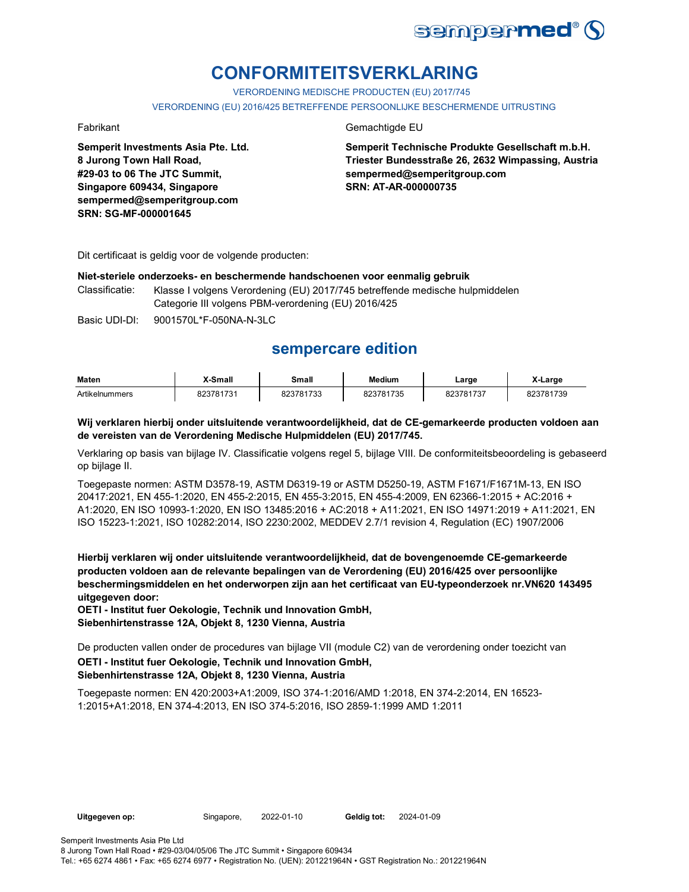# CONFORMITEITSVERKLARING

VERORDENING MEDISCHE PRODUCTEN (EU) 2017/745

VERORDENING (EU) 2016/425 BETREFFENDE PERSOONLIJKE BESCHERMENDE UITRUSTING

Fabrikant

**Semperit Investments Asia Pte. Ltd.**
**8 Jurong Town Hall Road,**
**#29-03 to 06 The JTC Summit,**
**Singapore 609434, Singapore**
**sempermed@semperitgroup.com**
**SRN: SG-MF-000001645**

Gemachtigde EU

**Semperit Technische Produkte Gesellschaft m.b.H.**
**Triester Bundesstraße 26, 2632 Wimpassing, Austria**
**sempermed@semperitgroup.com**
**SRN: AT-AR-000000735**

Dit certificaat is geldig voor de volgende producten:

**Niet-steriele onderzoeks- en beschermende handschoenen voor eenmalig gebruik**

Classificatie: Klasse I volgens Verordening (EU) 2017/745 betreffende medische hulpmiddelen
Categorie III volgens PBM-verordening (EU) 2016/425

Basic UDI-DI: 9001570L*F-050NA-N-3LC

## sempercare edition

| Maten | X-Small | Small | Medium | Large | X-Large |
|---|---|---|---|---|---|
| Artikelnummers | 823781731 | 823781733 | 823781735 | 823781737 | 823781739 |

**Wij verklaren hierbij onder uitsluitende verantwoordelijkheid, dat de CE-gemarkeerde producten voldoen aan de vereisten van de Verordening Medische Hulpmiddelen (EU) 2017/745.**

Verklaring op basis van bijlage IV. Classificatie volgens regel 5, bijlage VIII. De conformiteitsbeoordeling is gebaseerd op bijlage II.

Toegepaste normen: ASTM D3578-19, ASTM D6319-19 or ASTM D5250-19, ASTM F1671/F1671M-13, EN ISO 20417:2021, EN 455-1:2020, EN 455-2:2015, EN 455-3:2015, EN 455-4:2009, EN 62366-1:2015 + AC:2016 + A1:2020, EN ISO 10993-1:2020, EN ISO 13485:2016 + AC:2018 + A11:2021, EN ISO 14971:2019 + A11:2021, EN ISO 15223-1:2021, ISO 10282:2014, ISO 2230:2002, MEDDEV 2.7/1 revision 4, Regulation (EC) 1907/2006

**Hierbij verklaren wij onder uitsluitende verantwoordelijkheid, dat de bovengenoemde CE-gemarkeerde producten voldoen aan de relevante bepalingen van de Verordening (EU) 2016/425 over persoonlijke beschermingsmiddelen en het onderworpen zijn aan het certificaat van EU-typeonderzoek nr.VN620 143495 uitgegeven door:**
**OETI - Institut fuer Oekologie, Technik und Innovation GmbH,**
**Siebenhirtenstrasse 12A, Objekt 8, 1230 Vienna, Austria**

De producten vallen onder de procedures van bijlage VII (module C2) van de verordening onder toezicht van
**OETI - Institut fuer Oekologie, Technik und Innovation GmbH,**
**Siebenhirtenstrasse 12A, Objekt 8, 1230 Vienna, Austria**

Toegepaste normen: EN 420:2003+A1:2009, ISO 374-1:2016/AMD 1:2018, EN 374-2:2014, EN 16523-1:2015+A1:2018, EN 374-4:2013, EN ISO 374-5:2016, ISO 2859-1:1999 AMD 1:2011

**Uitgegeven op:** Singapore, 2022-01-10 **Geldig tot:** 2024-01-09

Semperit Investments Asia Pte Ltd
8 Jurong Town Hall Road • #29-03/04/05/06 The JTC Summit • Singapore 609434
Tel.: +65 6274 4861 • Fax: +65 6274 6977 • Registration No. (UEN): 201221964N • GST Registration No.: 201221964N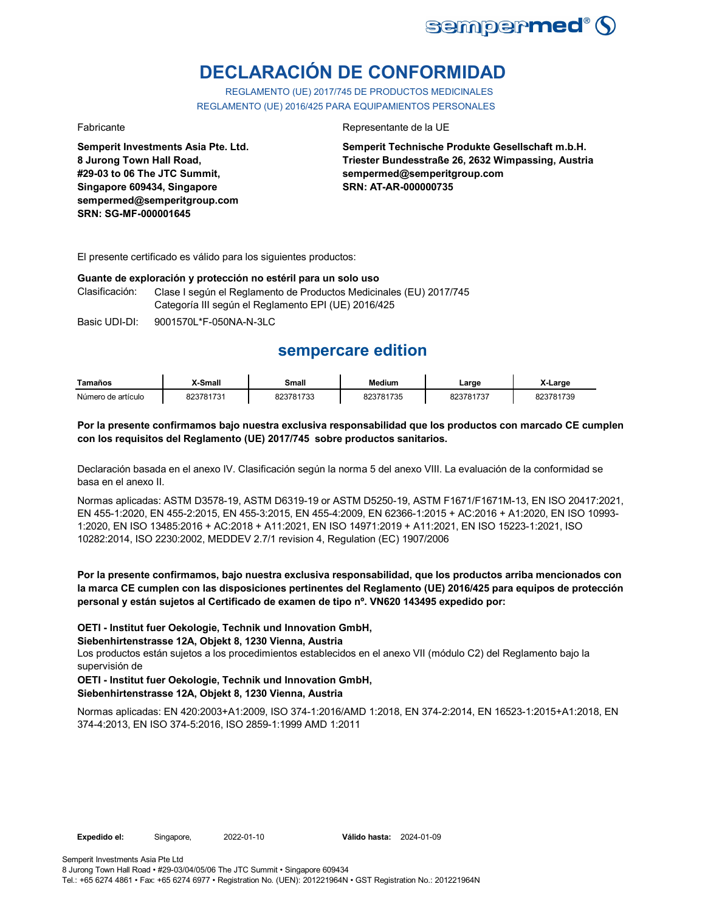# DECLARACIÓN DE CONFORMIDAD

REGLAMENTO (UE) 2017/745 DE PRODUCTOS MEDICINALES
REGLAMENTO (UE) 2016/425 PARA EQUIPAMIENTOS PERSONALES

Fabricante

**Semperit Investments Asia Pte. Ltd.**
**8 Jurong Town Hall Road,**
**#29-03 to 06 The JTC Summit,**
**Singapore 609434, Singapore**
**sempermed@semperitgroup.com**
**SRN: SG-MF-000001645**

Representante de la UE

**Semperit Technische Produkte Gesellschaft m.b.H.**
**Triester Bundesstraße 26, 2632 Wimpassing, Austria**
**sempermed@semperitgroup.com**
**SRN: AT-AR-000000735**

El presente certificado es válido para los siguientes productos:

**Guante de exploración y protección no estéril para un solo uso**

Clasificación: Clase I según el Reglamento de Productos Medicinales (EU) 2017/745
Categoría III según el Reglamento EPI (UE) 2016/425

Basic UDI-DI: 9001570L*F-050NA-N-3LC

## sempercare edition

| Tamaños | X-Small | Small | Medium | Large | X-Large |
|---|---|---|---|---|---|
| Número de artículo | 823781731 | 823781733 | 823781735 | 823781737 | 823781739 |

**Por la presente confirmamos bajo nuestra exclusiva responsabilidad que los productos con marcado CE cumplen con los requisitos del Reglamento (UE) 2017/745 sobre productos sanitarios.**

Declaración basada en el anexo IV. Clasificación según la norma 5 del anexo VIII. La evaluación de la conformidad se basa en el anexo II.

Normas aplicadas: ASTM D3578-19, ASTM D6319-19 or ASTM D5250-19, ASTM F1671/F1671M-13, EN ISO 20417:2021, EN 455-1:2020, EN 455-2:2015, EN 455-3:2015, EN 455-4:2009, EN 62366-1:2015 + AC:2016 + A1:2020, EN ISO 10993-1:2020, EN ISO 13485:2016 + AC:2018 + A11:2021, EN ISO 14971:2019 + A11:2021, EN ISO 15223-1:2021, ISO 10282:2014, ISO 2230:2002, MEDDEV 2.7/1 revision 4, Regulation (EC) 1907/2006

**Por la presente confirmamos, bajo nuestra exclusiva responsabilidad, que los productos arriba mencionados con la marca CE cumplen con las disposiciones pertinentes del Reglamento (UE) 2016/425 para equipos de protección personal y están sujetos al Certificado de examen de tipo nº. VN620 143495 expedido por:**

**OETI - Institut fuer Oekologie, Technik und Innovation GmbH,**
**Siebenhirtenstrasse 12A, Objekt 8, 1230 Vienna, Austria**
Los productos están sujetos a los procedimientos establecidos en el anexo VII (módulo C2) del Reglamento bajo la supervisión de
**OETI - Institut fuer Oekologie, Technik und Innovation GmbH,**
**Siebenhirtenstrasse 12A, Objekt 8, 1230 Vienna, Austria**

Normas aplicadas: EN 420:2003+A1:2009, ISO 374-1:2016/AMD 1:2018, EN 374-2:2014, EN 16523-1:2015+A1:2018, EN 374-4:2013, EN ISO 374-5:2016, ISO 2859-1:1999 AMD 1:2011

**Expedido el:** Singapore, 2022-01-10 **Válido hasta:** 2024-01-09

Semperit Investments Asia Pte Ltd
8 Jurong Town Hall Road • #29-03/04/05/06 The JTC Summit • Singapore 609434
Tel.: +65 6274 4861 • Fax: +65 6274 6977 • Registration No. (UEN): 201221964N • GST Registration No.: 201221964N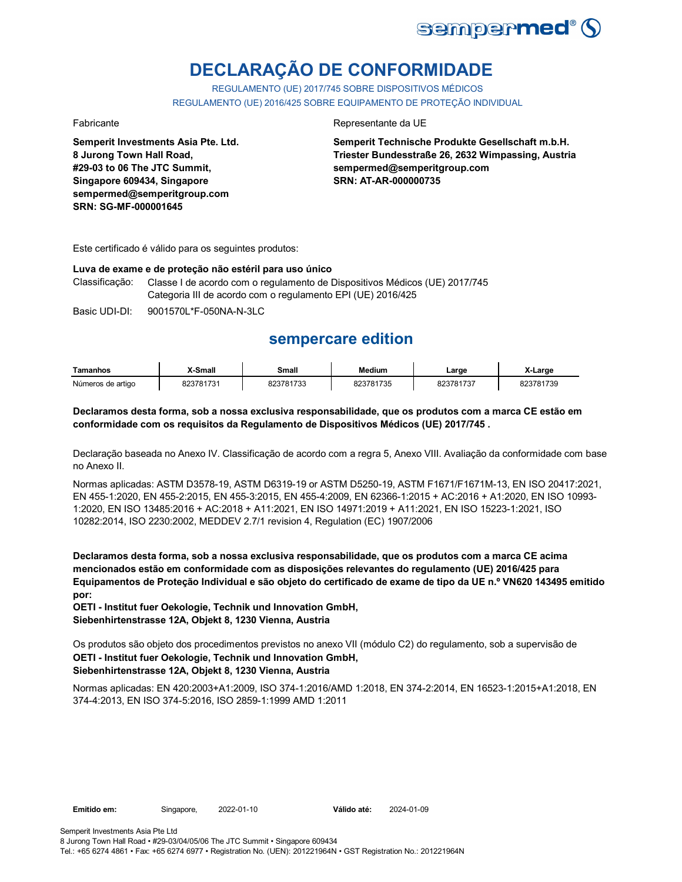# DECLARAÇÃO DE CONFORMIDADE

REGULAMENTO (UE) 2017/745 SOBRE DISPOSITIVOS MÉDICOS
REGULAMENTO (UE) 2016/425 SOBRE EQUIPAMENTO DE PROTEÇÃO INDIVIDUAL

Fabricante

**Semperit Investments Asia Pte. Ltd.**
**8 Jurong Town Hall Road,**
**#29-03 to 06 The JTC Summit,**
**Singapore 609434, Singapore**
**sempermed@semperitgroup.com**
**SRN: SG-MF-000001645**

Representante da UE

**Semperit Technische Produkte Gesellschaft m.b.H.**
**Triester Bundesstraße 26, 2632 Wimpassing, Austria**
**sempermed@semperitgroup.com**
**SRN: AT-AR-000000735**

Este certificado é válido para os seguintes produtos:

**Luva de exame e de proteção não estéril para uso único**

Classificação: Classe I de acordo com o regulamento de Dispositivos Médicos (UE) 2017/745
Categoria III de acordo com o regulamento EPI (UE) 2016/425

Basic UDI-DI: 9001570L*F-050NA-N-3LC

## sempercare edition

| Tamanhos | X-Small | Small | Medium | Large | X-Large |
|---|---|---|---|---|---|
| Números de artigo | 823781731 | 823781733 | 823781735 | 823781737 | 823781739 |

**Declaramos desta forma, sob a nossa exclusiva responsabilidade, que os produtos com a marca CE estão em conformidade com os requisitos da Regulamento de Dispositivos Médicos (UE) 2017/745 .**

Declaração baseada no Anexo IV. Classificação de acordo com a regra 5, Anexo VIII. Avaliação da conformidade com base no Anexo II.

Normas aplicadas: ASTM D3578-19, ASTM D6319-19 or ASTM D5250-19, ASTM F1671/F1671M-13, EN ISO 20417:2021, EN 455-1:2020, EN 455-2:2015, EN 455-3:2015, EN 455-4:2009, EN 62366-1:2015 + AC:2016 + A1:2020, EN ISO 10993-1:2020, EN ISO 13485:2016 + AC:2018 + A11:2021, EN ISO 14971:2019 + A11:2021, EN ISO 15223-1:2021, ISO 10282:2014, ISO 2230:2002, MEDDEV 2.7/1 revision 4, Regulation (EC) 1907/2006

**Declaramos desta forma, sob a nossa exclusiva responsabilidade, que os produtos com a marca CE acima mencionados estão em conformidade com as disposições relevantes do regulamento (UE) 2016/425 para Equipamentos de Proteção Individual e são objeto do certificado de exame de tipo da UE n.º VN620 143495 emitido por:**
**OETI - Institut fuer Oekologie, Technik und Innovation GmbH,**
**Siebenhirtenstrasse 12A, Objekt 8, 1230 Vienna, Austria**

Os produtos são objeto dos procedimentos previstos no anexo VII (módulo C2) do regulamento, sob a supervisão de
**OETI - Institut fuer Oekologie, Technik und Innovation GmbH,**
**Siebenhirtenstrasse 12A, Objekt 8, 1230 Vienna, Austria**

Normas aplicadas: EN 420:2003+A1:2009, ISO 374-1:2016/AMD 1:2018, EN 374-2:2014, EN 16523-1:2015+A1:2018, EN 374-4:2013, EN ISO 374-5:2016, ISO 2859-1:1999 AMD 1:2011

**Emitido em:** Singapore, 2022-01-10 **Válido até:** 2024-01-09

Semperit Investments Asia Pte Ltd
8 Jurong Town Hall Road • #29-03/04/05/06 The JTC Summit • Singapore 609434
Tel.: +65 6274 4861 • Fax: +65 6274 6977 • Registration No. (UEN): 201221964N • GST Registration No.: 201221964N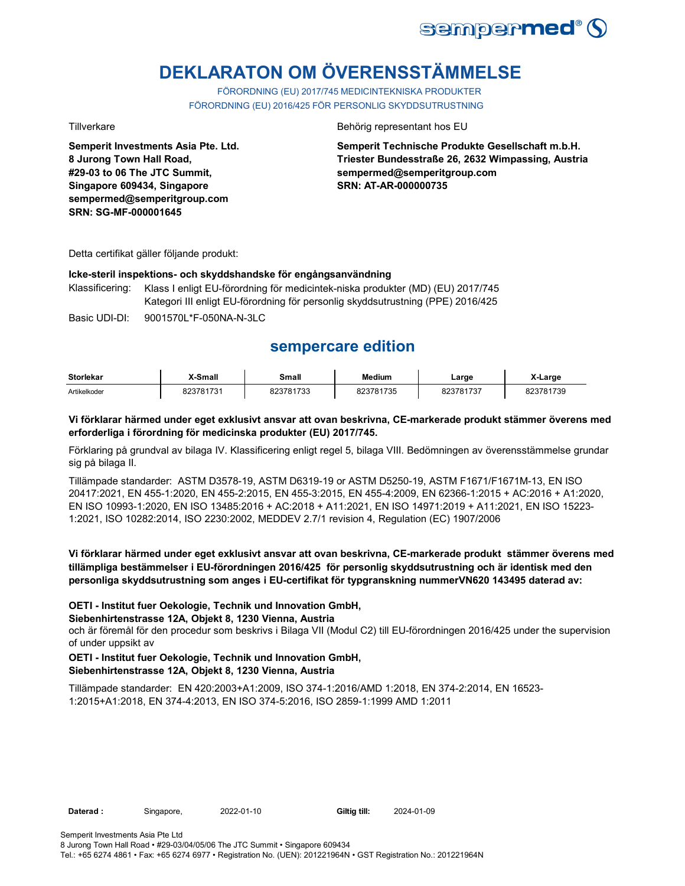# DEKLARATON OM ÖVERENSSTÄMMELSE

FÖRORDNING (EU) 2017/745 MEDICINTEKNISKA PRODUKTER
FÖRORDNING (EU) 2016/425 FÖR PERSONLIG SKYDDSUTRUSTNING

Tillverkare

**Semperit Investments Asia Pte. Ltd.**
**8 Jurong Town Hall Road,**
**#29-03 to 06 The JTC Summit,**
**Singapore 609434, Singapore**
**sempermed@semperitgroup.com**
**SRN: SG-MF-000001645**

Behörig representant hos EU

**Semperit Technische Produkte Gesellschaft m.b.H.**
**Triester Bundesstraße 26, 2632 Wimpassing, Austria**
**sempermed@semperitgroup.com**
**SRN: AT-AR-000000735**

Detta certifikat gäller följande produkt:

**Icke-steril inspektions- och skyddshandske för engångsanvändning**

Klassificering: Klass I enligt EU-förordning för medicintek-niska produkter (MD) (EU) 2017/745
Kategori III enligt EU-förordning för personlig skyddsutrustning (PPE) 2016/425

Basic UDI-DI: 9001570L*F-050NA-N-3LC

## sempercare edition

| Storlekar | X-Small | Small | Medium | Large | X-Large |
|---|---|---|---|---|---|
| Artikelkoder | 823781731 | 823781733 | 823781735 | 823781737 | 823781739 |

**Vi förklarar härmed under eget exklusivt ansvar att ovan beskrivna, CE-markerade produkt stämmer överens med erforderliga i förordning för medicinska produkter (EU) 2017/745.**

Förklaring på grundval av bilaga IV. Klassificering enligt regel 5, bilaga VIII. Bedömningen av överensstämmelse grundar sig på bilaga II.

Tillämpade standarder: ASTM D3578-19, ASTM D6319-19 or ASTM D5250-19, ASTM F1671/F1671M-13, EN ISO 20417:2021, EN 455-1:2020, EN 455-2:2015, EN 455-3:2015, EN 455-4:2009, EN 62366-1:2015 + AC:2016 + A1:2020, EN ISO 10993-1:2020, EN ISO 13485:2016 + AC:2018 + A11:2021, EN ISO 14971:2019 + A11:2021, EN ISO 15223-1:2021, ISO 10282:2014, ISO 2230:2002, MEDDEV 2.7/1 revision 4, Regulation (EC) 1907/2006

**Vi förklarar härmed under eget exklusivt ansvar att ovan beskrivna, CE-markerade produkt stämmer överens med tillämpliga bestämmelser i EU-förordningen 2016/425 för personlig skyddsutrustning och är identisk med den personliga skyddsutrustning som anges i EU-certifikat för typgranskning nummerVN620 143495 daterad av:**

**OETI - Institut fuer Oekologie, Technik und Innovation GmbH,**
**Siebenhirtenstrasse 12A, Objekt 8, 1230 Vienna, Austria**
och är föremål för den procedur som beskrivs i Bilaga VII (Modul C2) till EU-förordningen 2016/425 under the supervision of under uppsikt av

**OETI - Institut fuer Oekologie, Technik und Innovation GmbH,**
**Siebenhirtenstrasse 12A, Objekt 8, 1230 Vienna, Austria**

Tillämpade standarder: EN 420:2003+A1:2009, ISO 374-1:2016/AMD 1:2018, EN 374-2:2014, EN 16523-1:2015+A1:2018, EN 374-4:2013, EN ISO 374-5:2016, ISO 2859-1:1999 AMD 1:2011

**Daterad :** Singapore, 2022-01-10 **Giltig till:** 2024-01-09

Semperit Investments Asia Pte Ltd
8 Jurong Town Hall Road • #29-03/04/05/06 The JTC Summit • Singapore 609434
Tel.: +65 6274 4861 • Fax: +65 6274 6977 • Registration No. (UEN): 201221964N • GST Registration No.: 201221964N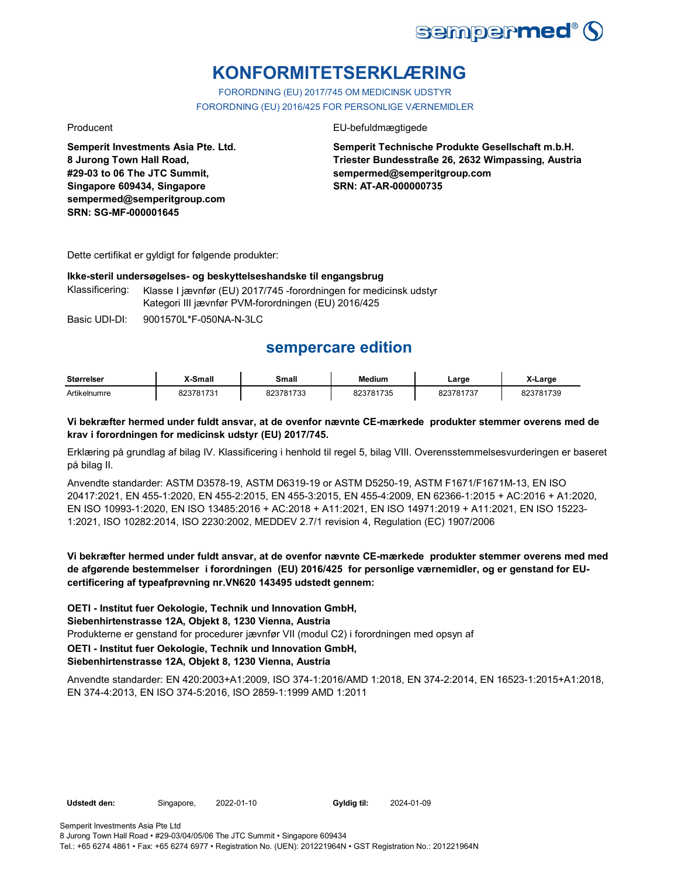# KONFORMITETSERKLÆRING

FORORDNING (EU) 2017/745 OM MEDICINSK UDSTYR
FORORDNING (EU) 2016/425 FOR PERSONLIGE VÆRNEMIDLER

Producent

**Semperit Investments Asia Pte. Ltd.**
**8 Jurong Town Hall Road,**
**#29-03 to 06 The JTC Summit,**
**Singapore 609434, Singapore**
**sempermed@semperitgroup.com**
**SRN: SG-MF-000001645**

EU-befuldmægtigede

**Semperit Technische Produkte Gesellschaft m.b.H.**
**Triester Bundesstraße 26, 2632 Wimpassing, Austria**
**sempermed@semperitgroup.com**
**SRN: AT-AR-000000735**

Dette certifikat er gyldigt for følgende produkter:

**Ikke-steril undersøgelses- og beskyttelseshandske til engangsbrug**

Klassificering: Klasse I jævnfør (EU) 2017/745 -forordningen for medicinsk udstyr
Kategori III jævnfør PVM-forordningen (EU) 2016/425

Basic UDI-DI: 9001570L*F-050NA-N-3LC

## sempercare edition

| Størrelser | X-Small | Small | Medium | Large | X-Large |
|---|---|---|---|---|---|
| Artikelnumre | 823781731 | 823781733 | 823781735 | 823781737 | 823781739 |

**Vi bekræfter hermed under fuldt ansvar, at de ovenfor nævnte CE-mærkede produkter stemmer overens med de krav i forordningen for medicinsk udstyr (EU) 2017/745.**

Erklæring på grundlag af bilag IV. Klassificering i henhold til regel 5, bilag VIII. Overensstemmelsesvurderingen er baseret på bilag II.

Anvendte standarder: ASTM D3578-19, ASTM D6319-19 or ASTM D5250-19, ASTM F1671/F1671M-13, EN ISO 20417:2021, EN 455-1:2020, EN 455-2:2015, EN 455-3:2015, EN 455-4:2009, EN 62366-1:2015 + AC:2016 + A1:2020, EN ISO 10993-1:2020, EN ISO 13485:2016 + AC:2018 + A11:2021, EN ISO 14971:2019 + A11:2021, EN ISO 15223-1:2021, ISO 10282:2014, ISO 2230:2002, MEDDEV 2.7/1 revision 4, Regulation (EC) 1907/2006

**Vi bekræfter hermed under fuldt ansvar, at de ovenfor nævnte CE-mærkede produkter stemmer overens med med de afgørende bestemmelser i forordningen (EU) 2016/425 for personlige værnemidler, og er genstand for EU-certificering af typeafprøvning nr.VN620 143495 udstedt gennem:**

**OETI - Institut fuer Oekologie, Technik und Innovation GmbH,**
**Siebenhirtenstrasse 12A, Objekt 8, 1230 Vienna, Austria**
Produkterne er genstand for procedurer jævnfør VII (modul C2) i forordningen med opsyn af
**OETI - Institut fuer Oekologie, Technik und Innovation GmbH,**
**Siebenhirtenstrasse 12A, Objekt 8, 1230 Vienna, Austria**

Anvendte standarder: EN 420:2003+A1:2009, ISO 374-1:2016/AMD 1:2018, EN 374-2:2014, EN 16523-1:2015+A1:2018, EN 374-4:2013, EN ISO 374-5:2016, ISO 2859-1:1999 AMD 1:2011

**Udstedt den:** Singapore, 2022-01-10 **Gyldig til:** 2024-01-09

Semperit Investments Asia Pte Ltd
8 Jurong Town Hall Road • #29-03/04/05/06 The JTC Summit • Singapore 609434
Tel.: +65 6274 4861 • Fax: +65 6274 6977 • Registration No. (UEN): 201221964N • GST Registration No.: 201221964N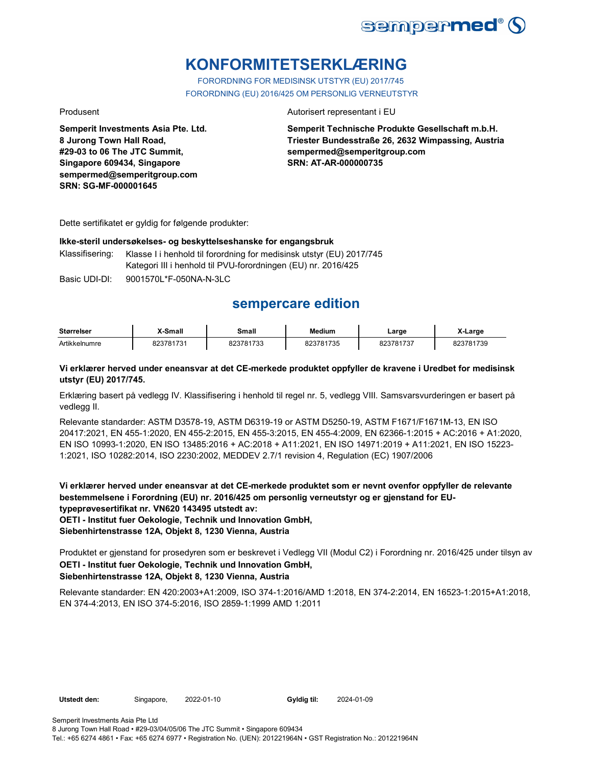# KONFORMITETSERKLÆRING

FORORDNING FOR MEDISINSK UTSTYR (EU) 2017/745
FORORDNING (EU) 2016/425 OM PERSONLIG VERNEUTSTYR

Produsent

**Semperit Investments Asia Pte. Ltd.**
**8 Jurong Town Hall Road,**
**#29-03 to 06 The JTC Summit,**
**Singapore 609434, Singapore**
**sempermed@semperitgroup.com**
**SRN: SG-MF-000001645**

Autorisert representant i EU

**Semperit Technische Produkte Gesellschaft m.b.H.**
**Triester Bundesstraße 26, 2632 Wimpassing, Austria**
**sempermed@semperitgroup.com**
**SRN: AT-AR-000000735**

Dette sertifikatet er gyldig for følgende produkter:

**Ikke-steril undersøkelses- og beskyttelseshanske for engangsbruk**

Klassifisering: Klasse I i henhold til forordning for medisinsk utstyr (EU) 2017/745
Kategori III i henhold til PVU-forordningen (EU) nr. 2016/425

Basic UDI-DI: 9001570L*F-050NA-N-3LC

## sempercare edition

| Størrelser | X-Small | Small | Medium | Large | X-Large |
|---|---|---|---|---|---|
| Artikkelnumre | 823781731 | 823781733 | 823781735 | 823781737 | 823781739 |

**Vi erklærer herved under eneansvar at det CE-merkede produktet oppfyller de kravene i Uredbet for medisinsk utstyr (EU) 2017/745.**

Erklæring basert på vedlegg IV. Klassifisering i henhold til regel nr. 5, vedlegg VIII. Samsvarsvurderingen er basert på vedlegg II.

Relevante standarder: ASTM D3578-19, ASTM D6319-19 or ASTM D5250-19, ASTM F1671/F1671M-13, EN ISO 20417:2021, EN 455-1:2020, EN 455-2:2015, EN 455-3:2015, EN 455-4:2009, EN 62366-1:2015 + AC:2016 + A1:2020, EN ISO 10993-1:2020, EN ISO 13485:2016 + AC:2018 + A11:2021, EN ISO 14971:2019 + A11:2021, EN ISO 15223-1:2021, ISO 10282:2014, ISO 2230:2002, MEDDEV 2.7/1 revision 4, Regulation (EC) 1907/2006

**Vi erklærer herved under eneansvar at det CE-merkede produktet som er nevnt ovenfor oppfyller de relevante bestemmelsene i Forordning (EU) nr. 2016/425 om personlig verneutstyr og er gjenstand for EU-typeprøvesertifikat nr. VN620 143495 utstedt av:**
**OETI - Institut fuer Oekologie, Technik und Innovation GmbH,**
**Siebenhirtenstrasse 12A, Objekt 8, 1230 Vienna, Austria**

Produktet er gjenstand for prosedyren som er beskrevet i Vedlegg VII (Modul C2) i Forordning nr. 2016/425 under tilsyn av
**OETI - Institut fuer Oekologie, Technik und Innovation GmbH,**
**Siebenhirtenstrasse 12A, Objekt 8, 1230 Vienna, Austria**

Relevante standarder: EN 420:2003+A1:2009, ISO 374-1:2016/AMD 1:2018, EN 374-2:2014, EN 16523-1:2015+A1:2018, EN 374-4:2013, EN ISO 374-5:2016, ISO 2859-1:1999 AMD 1:2011

**Utstedt den:** Singapore, 2022-01-10 **Gyldig til:** 2024-01-09

Semperit Investments Asia Pte Ltd
8 Jurong Town Hall Road • #29-03/04/05/06 The JTC Summit • Singapore 609434
Tel.: +65 6274 4861 • Fax: +65 6274 6977 • Registration No. (UEN): 201221964N • GST Registration No.: 201221964N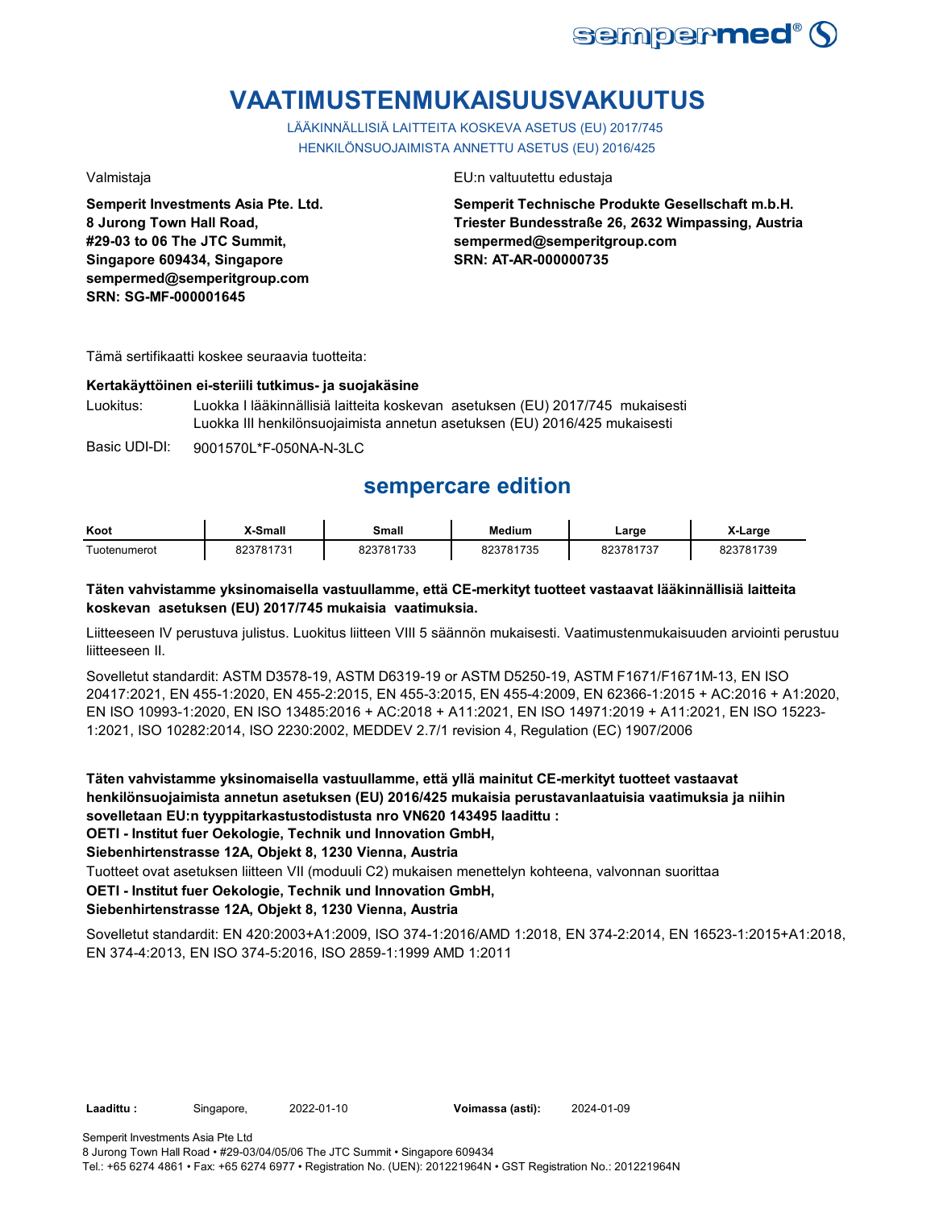# VAATIMUSTENMUKAISUUSVAKUUTUS

LÄÄKINNÄLLISIÄ LAITTEITA KOSKEVA ASETUS (EU) 2017/745
HENKILÖNSUOJAIMISTA ANNETTU ASETUS (EU) 2016/425

Valmistaja

**Semperit Investments Asia Pte. Ltd.**
**8 Jurong Town Hall Road,**
**#29-03 to 06 The JTC Summit,**
**Singapore 609434, Singapore**
**sempermed@semperitgroup.com**
**SRN: SG-MF-000001645**

EU:n valtuutettu edustaja

**Semperit Technische Produkte Gesellschaft m.b.H.**
**Triester Bundesstraße 26, 2632 Wimpassing, Austria**
**sempermed@semperitgroup.com**
**SRN: AT-AR-000000735**

Tämä sertifikaatti koskee seuraavia tuotteita:

**Kertakäyttöinen ei-steriili tutkimus- ja suojakäsine**

Luokitus: Luokka I lääkinnällisiä laitteita koskevan asetuksen (EU) 2017/745 mukaisesti
Luokka III henkilönsuojaimista annetun asetuksen (EU) 2016/425 mukaisesti

Basic UDI-DI: 9001570L*F-050NA-N-3LC

## sempercare edition

| Koot | X-Small | Small | Medium | Large | X-Large |
|---|---|---|---|---|---|
| Tuotenumerot | 823781731 | 823781733 | 823781735 | 823781737 | 823781739 |

**Täten vahvistamme yksinomaisella vastuullamme, että CE-merkityt tuotteet vastaavat lääkinnällisiä laitteita koskevan asetuksen (EU) 2017/745 mukaisia vaatimuksia.**

Liitteeseen IV perustuva julistus. Luokitus liitteen VIII 5 säännön mukaisesti. Vaatimustenmukaisuuden arviointi perustuu liitteeseen II.

Sovelletut standardit: ASTM D3578-19, ASTM D6319-19 or ASTM D5250-19, ASTM F1671/F1671M-13, EN ISO 20417:2021, EN 455-1:2020, EN 455-2:2015, EN 455-3:2015, EN 455-4:2009, EN 62366-1:2015 + AC:2016 + A1:2020, EN ISO 10993-1:2020, EN ISO 13485:2016 + AC:2018 + A11:2021, EN ISO 14971:2019 + A11:2021, EN ISO 15223-1:2021, ISO 10282:2014, ISO 2230:2002, MEDDEV 2.7/1 revision 4, Regulation (EC) 1907/2006

**Täten vahvistamme yksinomaisella vastuullamme, että yllä mainitut CE-merkityt tuotteet vastaavat henkilönsuojaimista annetun asetuksen (EU) 2016/425 mukaisia perustavanlaatuisia vaatimuksia ja niihin sovelletaan EU:n tyyppitarkastustodistusta nro VN620 143495 laadittu :**
**OETI - Institut fuer Oekologie, Technik und Innovation GmbH,**
**Siebenhirtenstrasse 12A, Objekt 8, 1230 Vienna, Austria**

Tuotteet ovat asetuksen liitteen VII (moduuli C2) mukaisen menettelyn kohteena, valvonnan suorittaa
**OETI - Institut fuer Oekologie, Technik und Innovation GmbH,**
**Siebenhirtenstrasse 12A, Objekt 8, 1230 Vienna, Austria**

Sovelletut standardit: EN 420:2003+A1:2009, ISO 374-1:2016/AMD 1:2018, EN 374-2:2014, EN 16523-1:2015+A1:2018, EN 374-4:2013, EN ISO 374-5:2016, ISO 2859-1:1999 AMD 1:2011

**Laadittu :** Singapore, 2022-01-10 **Voimassa (asti):** 2024-01-09

Semperit Investments Asia Pte Ltd
8 Jurong Town Hall Road • #29-03/04/05/06 The JTC Summit • Singapore 609434
Tel.: +65 6274 4861 • Fax: +65 6274 6977 • Registration No. (UEN): 201221964N • GST Registration No.: 201221964N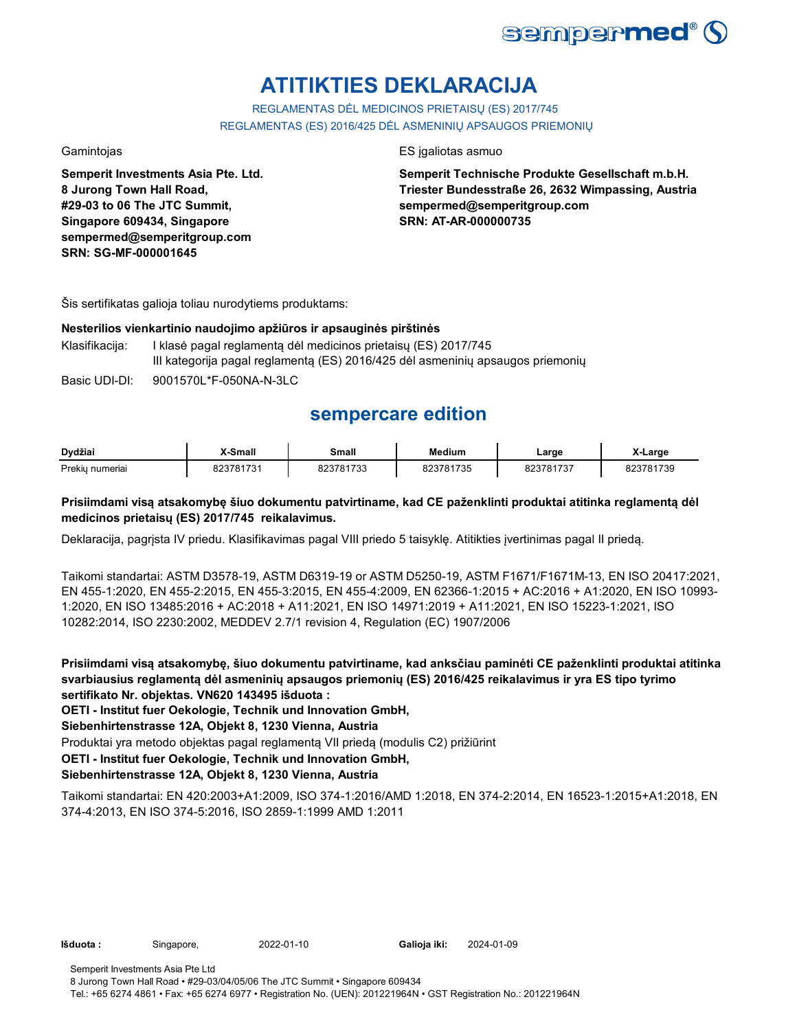# ATITIKTIES DEKLARACIJA

REGLAMENTAS DĖL MEDICINOS PRIETAISŲ (ES) 2017/745
REGLAMENTAS (ES) 2016/425 DĖL ASMENINIŲ APSAUGOS PRIEMONIŲ

Gamintojas

**Semperit Investments Asia Pte. Ltd.**
**8 Jurong Town Hall Road,**
**#29-03 to 06 The JTC Summit,**
**Singapore 609434, Singapore**
**sempermed@semperitgroup.com**
**SRN: SG-MF-000001645**

ES įgaliotas asmuo

**Semperit Technische Produkte Gesellschaft m.b.H.**
**Triester Bundesstraße 26, 2632 Wimpassing, Austria**
**sempermed@semperitgroup.com**
**SRN: AT-AR-000000735**

Šis sertifikatas galioja toliau nurodytiems produktams:

**Nesterilios vienkartinio naudojimo apžiūros ir apsauginės pirštinės**

Klasifikacija: I klasė pagal reglamentą dėl medicinos prietaisų (ES) 2017/745
III kategorija pagal reglamentą (ES) 2016/425 dėl asmeninių apsaugos priemonių

Basic UDI-DI: 9001570L*F-050NA-N-3LC

## sempercare edition

| Dydžiai | X-Small | Small | Medium | Large | X-Large |
|---|---|---|---|---|---|
| Prekių numeriai | 823781731 | 823781733 | 823781735 | 823781737 | 823781739 |

**Prisiimdami visą atsakomybę šiuo dokumentu patvirtiname, kad CE paženklinti produktai atitinka reglamentą dėl medicinos prietaisų (ES) 2017/745 reikalavimus.**

Deklaracija, pagrįsta IV priedu. Klasifikavimas pagal VIII priedo 5 taisyklę. Atitikties įvertinimas pagal II priedą.

Taikomi standartai: ASTM D3578-19, ASTM D6319-19 or ASTM D5250-19, ASTM F1671/F1671M-13, EN ISO 20417:2021, EN 455-1:2020, EN 455-2:2015, EN 455-3:2015, EN 455-4:2009, EN 62366-1:2015 + AC:2016 + A1:2020, EN ISO 10993-1:2020, EN ISO 13485:2016 + AC:2018 + A11:2021, EN ISO 14971:2019 + A11:2021, EN ISO 15223-1:2021, ISO 10282:2014, ISO 2230:2002, MEDDEV 2.7/1 revision 4, Regulation (EC) 1907/2006

**Prisiimdami visą atsakomybę, šiuo dokumentu patvirtiname, kad anksčiau paminėti CE paženklinti produktai atitinka svarbiausius reglamentą dėl asmeninių apsaugos priemonių (ES) 2016/425 reikalavimus ir yra ES tipo tyrimo sertifikato Nr. objektas. VN620 143495 išduota :**
**OETI - Institut fuer Oekologie, Technik und Innovation GmbH,**
**Siebenhirtenstrasse 12A, Objekt 8, 1230 Vienna, Austria**
Produktai yra metodo objektas pagal reglamentą VII priedą (modulis C2) prižiūrint
**OETI - Institut fuer Oekologie, Technik und Innovation GmbH,**
**Siebenhirtenstrasse 12A, Objekt 8, 1230 Vienna, Austria**

Taikomi standartai: EN 420:2003+A1:2009, ISO 374-1:2016/AMD 1:2018, EN 374-2:2014, EN 16523-1:2015+A1:2018, EN 374-4:2013, EN ISO 374-5:2016, ISO 2859-1:1999 AMD 1:2011

**Išduota :** Singapore, 2022-01-10 **Galioja iki:** 2024-01-09

Semperit Investments Asia Pte Ltd
8 Jurong Town Hall Road • #29-03/04/05/06 The JTC Summit • Singapore 609434
Tel.: +65 6274 4861 • Fax: +65 6274 6977 • Registration No. (UEN): 201221964N • GST Registration No.: 201221964N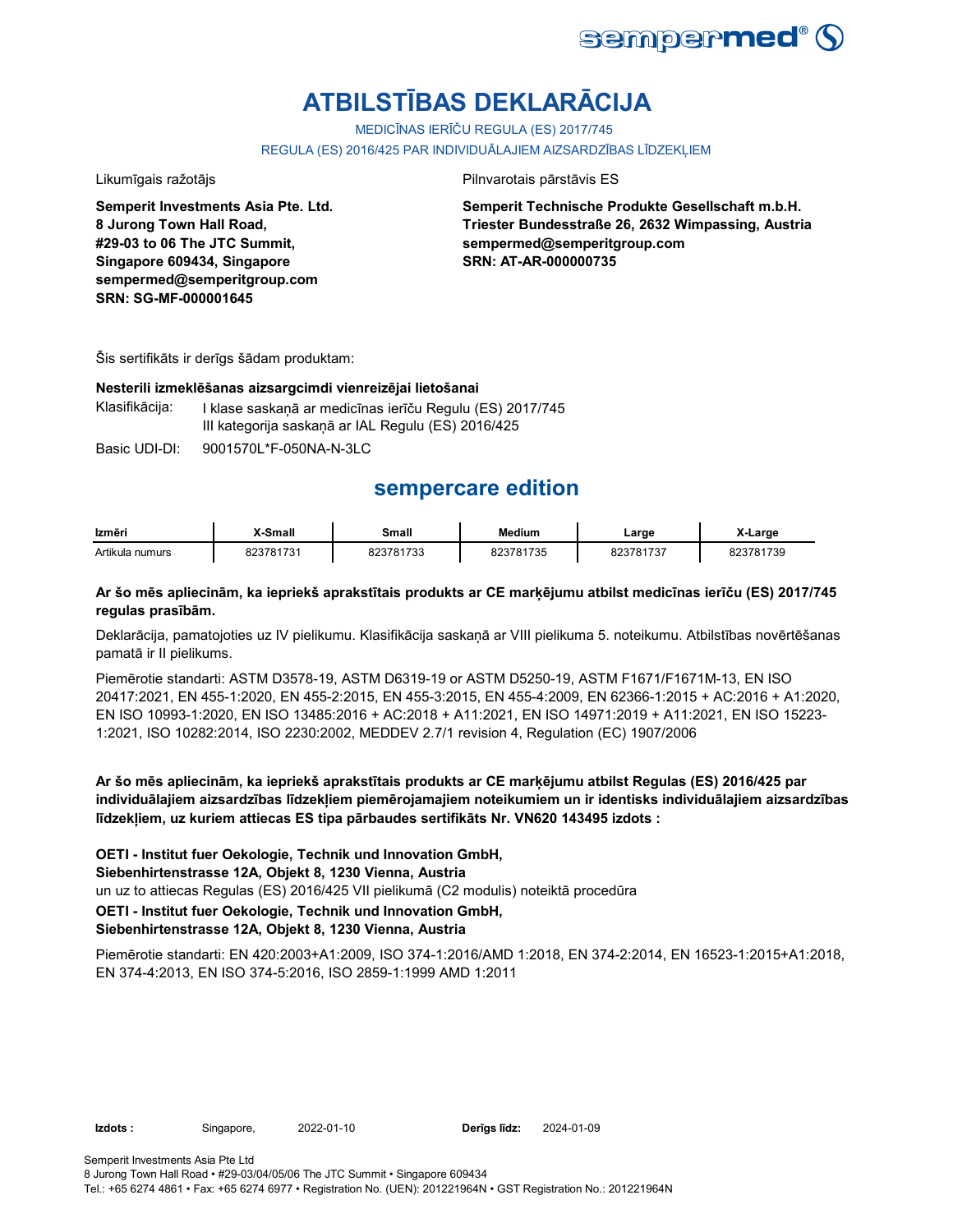# ATBILSTĪBAS DEKLARĀCIJA

MEDICĪNAS IERĪČU REGULA (ES) 2017/745

REGULA (ES) 2016/425 PAR INDIVIDUĀLAJIEM AIZSARDZĪBAS LĪDZEKĻIEM

Likumīgais ražotājs

**Semperit Investments Asia Pte. Ltd.**
**8 Jurong Town Hall Road,**
**#29-03 to 06 The JTC Summit,**
**Singapore 609434, Singapore**
**sempermed@semperitgroup.com**
**SRN: SG-MF-000001645**

Pilnvarotais pārstāvis ES

**Semperit Technische Produkte Gesellschaft m.b.H.**
**Triester Bundesstraße 26, 2632 Wimpassing, Austria**
**sempermed@semperitgroup.com**
**SRN: AT-AR-000000735**

Šis sertifikāts ir derīgs šādam produktam:

**Nesterili izmeklēšanas aizsargcimdi vienreizējai lietošanai**

Klasifikācija: I klase saskaņā ar medicīnas ierīču Regulu (ES) 2017/745
III kategorija saskaņā ar IAL Regulu (ES) 2016/425

Basic UDI-DI: 9001570L*F-050NA-N-3LC

## sempercare edition

| Izmēri | X-Small | Small | Medium | Large | X-Large |
|---|---|---|---|---|---|
| Artikula numurs | 823781731 | 823781733 | 823781735 | 823781737 | 823781739 |

**Ar šo mēs apliecinām, ka iepriekš aprakstītais produkts ar CE marķējumu atbilst medicīnas ierīču (ES) 2017/745 regulas prasībām.**

Deklarācija, pamatojoties uz IV pielikumu. Klasifikācija saskaņā ar VIII pielikuma 5. noteikumu. Atbilstības novērtēšanas pamatā ir II pielikums.

Piemērotie standarti: ASTM D3578-19, ASTM D6319-19 or ASTM D5250-19, ASTM F1671/F1671M-13, EN ISO 20417:2021, EN 455-1:2020, EN 455-2:2015, EN 455-3:2015, EN 455-4:2009, EN 62366-1:2015 + AC:2016 + A1:2020, EN ISO 10993-1:2020, EN ISO 13485:2016 + AC:2018 + A11:2021, EN ISO 14971:2019 + A11:2021, EN ISO 15223-1:2021, ISO 10282:2014, ISO 2230:2002, MEDDEV 2.7/1 revision 4, Regulation (EC) 1907/2006

**Ar šo mēs apliecinām, ka iepriekš aprakstītais produkts ar CE marķējumu atbilst Regulas (ES) 2016/425 par individuālajiem aizsardzības līdzekļiem piemērojamajiem noteikumiem un ir identisks individuālajiem aizsardzības līdzekļiem, uz kuriem attiecas ES tipa pārbaudes sertifikāts Nr. VN620 143495 izdots :**

**OETI - Institut fuer Oekologie, Technik und Innovation GmbH,**
**Siebenhirtenstrasse 12A, Objekt 8, 1230 Vienna, Austria**
un uz to attiecas Regulas (ES) 2016/425 VII pielikumā (C2 modulis) noteiktā procedūra
**OETI - Institut fuer Oekologie, Technik und Innovation GmbH,**
**Siebenhirtenstrasse 12A, Objekt 8, 1230 Vienna, Austria**

Piemērotie standarti: EN 420:2003+A1:2009, ISO 374-1:2016/AMD 1:2018, EN 374-2:2014, EN 16523-1:2015+A1:2018, EN 374-4:2013, EN ISO 374-5:2016, ISO 2859-1:1999 AMD 1:2011

**Izdots :** Singapore, 2022-01-10 **Derīgs līdz:** 2024-01-09

Semperit Investments Asia Pte Ltd
8 Jurong Town Hall Road • #29-03/04/05/06 The JTC Summit • Singapore 609434
Tel.: +65 6274 4861 • Fax: +65 6274 6977 • Registration No. (UEN): 201221964N • GST Registration No.: 201221964N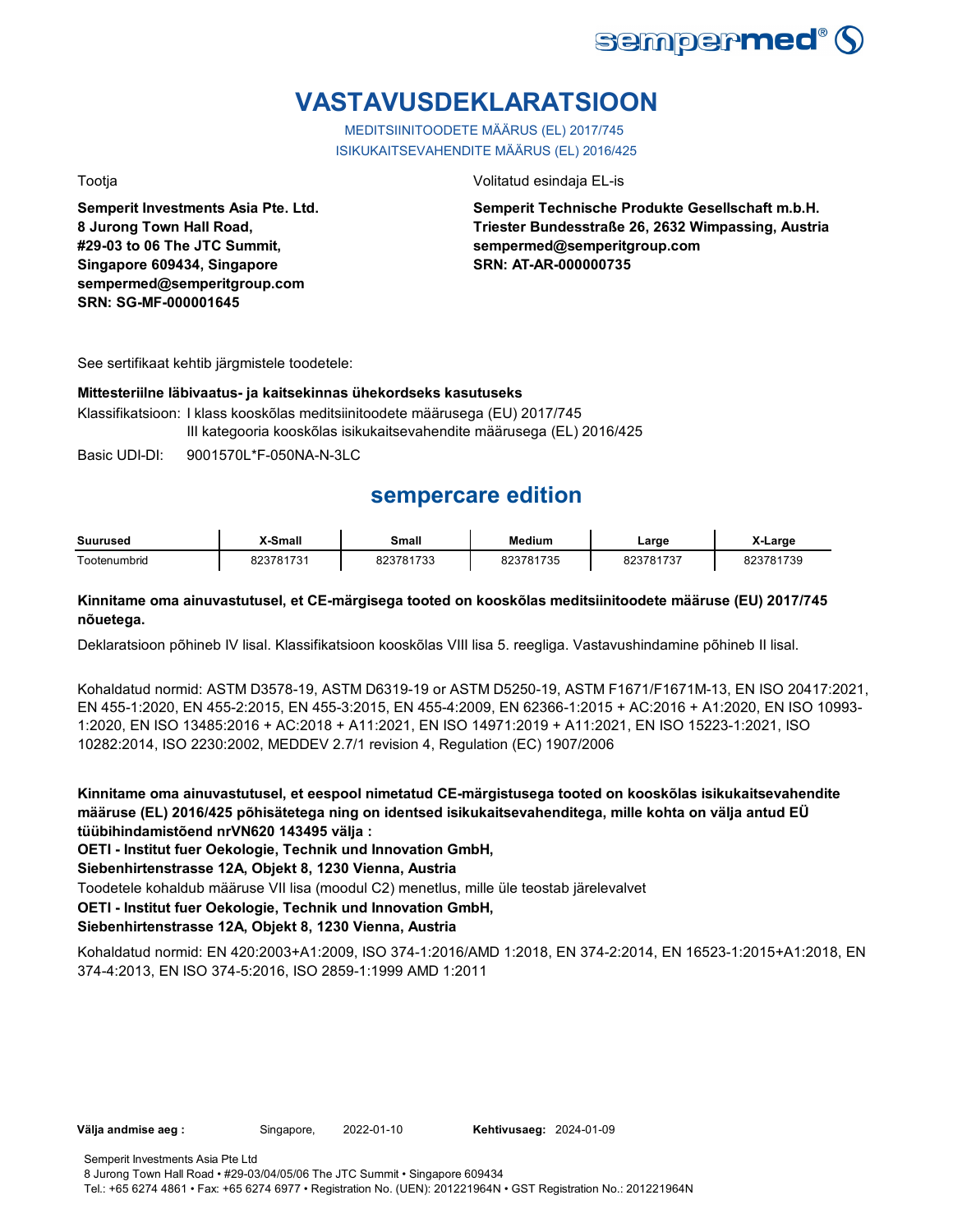# VASTAVUSDEKLARATSIOON

MEDITSIINITOODETE MÄÄRUS (EL) 2017/745

ISIKUKAITSEVAHENDITE MÄÄRUS (EL) 2016/425

Tootja

**Semperit Investments Asia Pte. Ltd.**
**8 Jurong Town Hall Road,**
**#29-03 to 06 The JTC Summit,**
**Singapore 609434, Singapore**
**sempermed@semperitgroup.com**
**SRN: SG-MF-000001645**

Volitatud esindaja EL-is

**Semperit Technische Produkte Gesellschaft m.b.H.**
**Triester Bundesstraße 26, 2632 Wimpassing, Austria**
**sempermed@semperitgroup.com**
**SRN: AT-AR-000000735**

See sertifikaat kehtib järgmistele toodetele:

**Mittesteriilne läbivaatus- ja kaitsekinnas ühekordseks kasutuseks**

Klassifikatsioon: I klass kooskõlas meditsiinitoodete määrusega (EU) 2017/745
III kategooria kooskõlas isikukaitsevahendite määrusega (EL) 2016/425

Basic UDI-DI: 9001570L*F-050NA-N-3LC

## sempercare edition

| Suurused | X-Small | Small | Medium | Large | X-Large |
|---|---|---|---|---|---|
| Tootenumbrid | 823781731 | 823781733 | 823781735 | 823781737 | 823781739 |

**Kinnitame oma ainuvastutusel, et CE-märgisega tooted on kooskõlas meditsiinitoodete määruse (EU) 2017/745 nõuetega.**

Deklaratsioon põhineb IV lisal. Klassifikatsioon kooskõlas VIII lisa 5. reegliga. Vastavushindamine põhineb II lisal.

Kohaldatud normid: ASTM D3578-19, ASTM D6319-19 or ASTM D5250-19, ASTM F1671/F1671M-13, EN ISO 20417:2021, EN 455-1:2020, EN 455-2:2015, EN 455-3:2015, EN 455-4:2009, EN 62366-1:2015 + AC:2016 + A1:2020, EN ISO 10993-1:2020, EN ISO 13485:2016 + AC:2018 + A11:2021, EN ISO 14971:2019 + A11:2021, EN ISO 15223-1:2021, ISO 10282:2014, ISO 2230:2002, MEDDEV 2.7/1 revision 4, Regulation (EC) 1907/2006

**Kinnitame oma ainuvastutusel, et eespool nimetatud CE-märgistusega tooted on kooskõlas isikukaitsevahendite määruse (EL) 2016/425 põhisätetega ning on identsed isikukaitsevahenditega, mille kohta on välja antud EÜ tüübihindamistõend nrVN620 143495 välja :**

**OETI - Institut fuer Oekologie, Technik und Innovation GmbH,**
**Siebenhirtenstrasse 12A, Objekt 8, 1230 Vienna, Austria**

Toodetele kohaldub määruse VII lisa (moodul C2) menetlus, mille üle teostab järelevalvet

**OETI - Institut fuer Oekologie, Technik und Innovation GmbH,**
**Siebenhirtenstrasse 12A, Objekt 8, 1230 Vienna, Austria**

Kohaldatud normid: EN 420:2003+A1:2009, ISO 374-1:2016/AMD 1:2018, EN 374-2:2014, EN 16523-1:2015+A1:2018, EN 374-4:2013, EN ISO 374-5:2016, ISO 2859-1:1999 AMD 1:2011

**Välja andmise aeg :** Singapore, 2022-01-10 **Kehtivusaeg:** 2024-01-09

Semperit Investments Asia Pte Ltd
8 Jurong Town Hall Road • #29-03/04/05/06 The JTC Summit • Singapore 609434
Tel.: +65 6274 4861 • Fax: +65 6274 6977 • Registration No. (UEN): 201221964N • GST Registration No.: 201221964N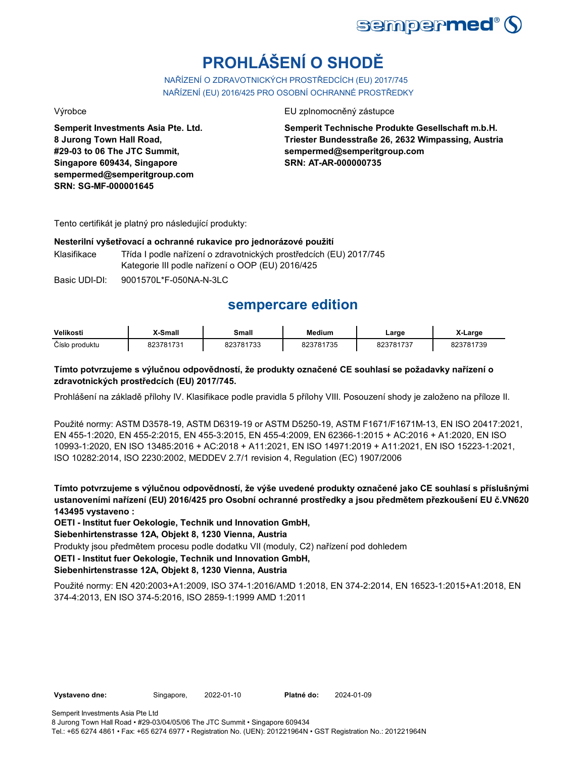# PROHLÁŠENÍ O SHODĚ

NAŘÍZENÍ O ZDRAVOTNICKÝCH PROSTŘEDCÍCH (EU) 2017/745
NAŘÍZENÍ (EU) 2016/425 PRO OSOBNÍ OCHRANNÉ PROSTŘEDKY

Výrobce

**Semperit Investments Asia Pte. Ltd.**
**8 Jurong Town Hall Road,**
**#29-03 to 06 The JTC Summit,**
**Singapore 609434, Singapore**
**sempermed@semperitgroup.com**
**SRN: SG-MF-000001645**

EU zplnomocněný zástupce

**Semperit Technische Produkte Gesellschaft m.b.H.**
**Triester Bundesstraße 26, 2632 Wimpassing, Austria**
**sempermed@semperitgroup.com**
**SRN: AT-AR-000000735**

Tento certifikát je platný pro následující produkty:

**Nesterilní vyšetřovací a ochranné rukavice pro jednorázové použití**

Klasifikace: Třída I podle nařízení o zdravotnických prostředcích (EU) 2017/745
Kategorie III podle nařízení o OOP (EU) 2016/425

Basic UDI-DI: 9001570L*F-050NA-N-3LC

## sempercare edition

| Velikosti | X-Small | Small | Medium | Large | X-Large |
|---|---|---|---|---|---|
| Číslo produktu | 823781731 | 823781733 | 823781735 | 823781737 | 823781739 |

**Tímto potvrzujeme s výlučnou odpovědností, že produkty označené CE souhlasí se požadavky nařízení o zdravotnických prostředcích (EU) 2017/745.**

Prohlášení na základě přílohy IV. Klasifikace podle pravidla 5 přílohy VIII. Posouzení shody je založeno na příloze II.

Použité normy: ASTM D3578-19, ASTM D6319-19 or ASTM D5250-19, ASTM F1671/F1671M-13, EN ISO 20417:2021, EN 455-1:2020, EN 455-2:2015, EN 455-3:2015, EN 455-4:2009, EN 62366-1:2015 + AC:2016 + A1:2020, EN ISO 10993-1:2020, EN ISO 13485:2016 + AC:2018 + A11:2021, EN ISO 14971:2019 + A11:2021, EN ISO 15223-1:2021, ISO 10282:2014, ISO 2230:2002, MEDDEV 2.7/1 revision 4, Regulation (EC) 1907/2006

**Tímto potvrzujeme s výlučnou odpovědností, že výše uvedené produkty označené jako CE souhlasí s příslušnými ustanoveními nařízení (EU) 2016/425 pro Osobní ochranné prostředky a jsou předmětem přezkoušení EU č.VN620 143495 vystaveno :**

**OETI - Institut fuer Oekologie, Technik und Innovation GmbH,**
**Siebenhirtenstrasse 12A, Objekt 8, 1230 Vienna, Austria**

Produkty jsou předmětem procesu podle dodatku VII (moduly, C2) nařízení pod dohledem

**OETI - Institut fuer Oekologie, Technik und Innovation GmbH,**
**Siebenhirtenstrasse 12A, Objekt 8, 1230 Vienna, Austria**

Použité normy: EN 420:2003+A1:2009, ISO 374-1:2016/AMD 1:2018, EN 374-2:2014, EN 16523-1:2015+A1:2018, EN 374-4:2013, EN ISO 374-5:2016, ISO 2859-1:1999 AMD 1:2011

**Vystaveno dne:** Singapore, 2022-01-10 **Platné do:** 2024-01-09

Semperit Investments Asia Pte Ltd
8 Jurong Town Hall Road • #29-03/04/05/06 The JTC Summit • Singapore 609434
Tel.: +65 6274 4861 • Fax: +65 6274 6977 • Registration No. (UEN): 201221964N • GST Registration No.: 201221964N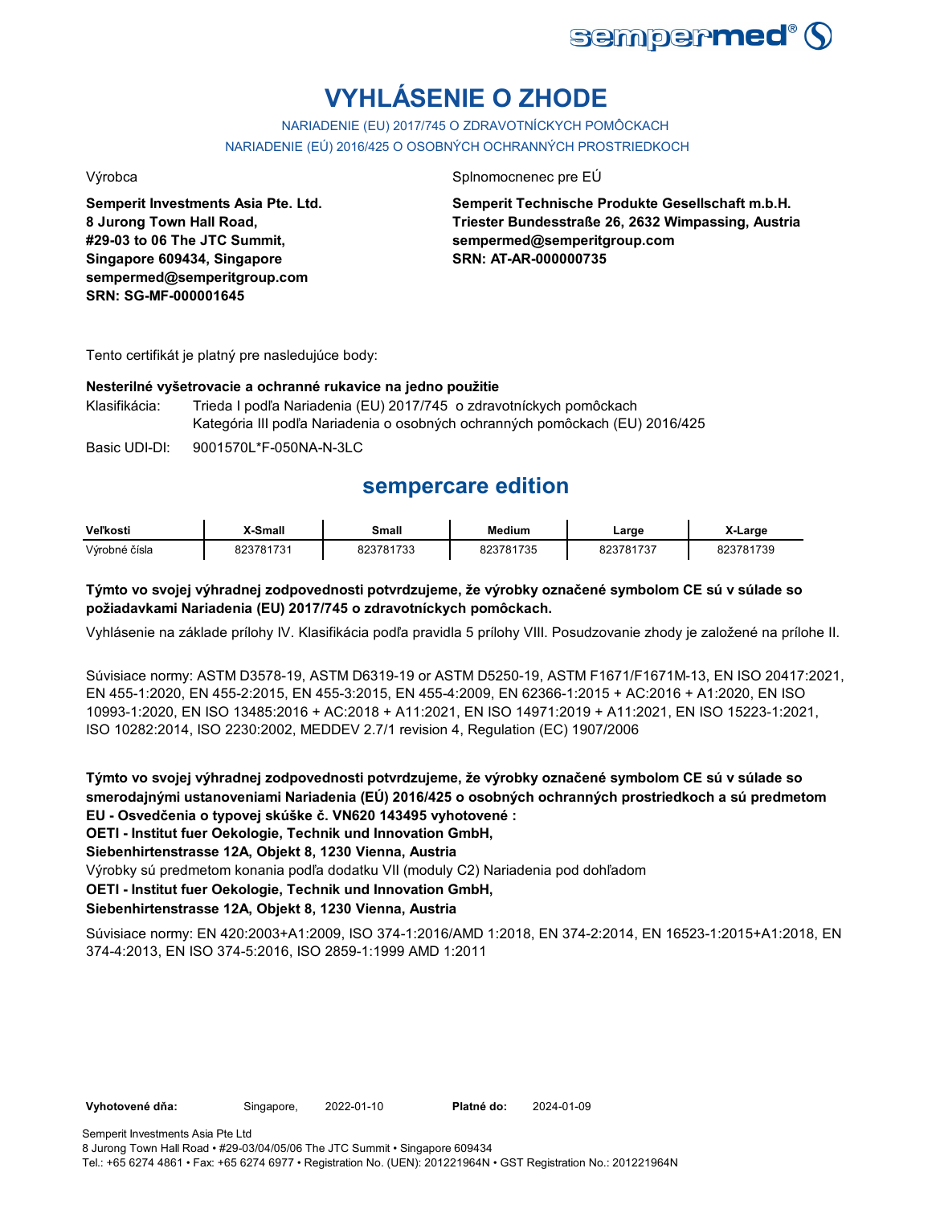# VYHLÁSENIE O ZHODE

NARIADENIE (EU) 2017/745 O ZDRAVOTNÍCKYCH POMÔCKACH
NARIADENIE (EÚ) 2016/425 O OSOBNÝCH OCHRANNÝCH PROSTRIEDKOCH

Výrobca

**Semperit Investments Asia Pte. Ltd.**
**8 Jurong Town Hall Road,**
**#29-03 to 06 The JTC Summit,**
**Singapore 609434, Singapore**
**sempermed@semperitgroup.com**
**SRN: SG-MF-000001645**

Splnomocnenec pre EÚ

**Semperit Technische Produkte Gesellschaft m.b.H.**
**Triester Bundesstraße 26, 2632 Wimpassing, Austria**
**sempermed@semperitgroup.com**
**SRN: AT-AR-000000735**

Tento certifikát je platný pre nasledujúce body:

**Nesterilné vyšetrovacie a ochranné rukavice na jedno použitie**

Klasifikácia: Trieda I podľa Nariadenia (EU) 2017/745 o zdravotníckych pomôckach
Kategória III podľa Nariadenia o osobných ochranných pomôckach (EU) 2016/425

Basic UDI-DI: 9001570L*F-050NA-N-3LC

## sempercare edition

| Veľkosti | X-Small | Small | Medium | Large | X-Large |
|---|---|---|---|---|---|
| Výrobné čísla | 823781731 | 823781733 | 823781735 | 823781737 | 823781739 |

**Týmto vo svojej výhradnej zodpovednosti potvrdzujeme, že výrobky označené symbolom CE sú v súlade so požiadavkami Nariadenia (EU) 2017/745 o zdravotníckych pomôckach.**

Vyhlásenie na základe prílohy IV. Klasifikácia podľa pravidla 5 prílohy VIII. Posudzovanie zhody je založené na prílohe II.

Súvisiace normy: ASTM D3578-19, ASTM D6319-19 or ASTM D5250-19, ASTM F1671/F1671M-13, EN ISO 20417:2021, EN 455-1:2020, EN 455-2:2015, EN 455-3:2015, EN 455-4:2009, EN 62366-1:2015 + AC:2016 + A1:2020, EN ISO 10993-1:2020, EN ISO 13485:2016 + AC:2018 + A11:2021, EN ISO 14971:2019 + A11:2021, EN ISO 15223-1:2021, ISO 10282:2014, ISO 2230:2002, MEDDEV 2.7/1 revision 4, Regulation (EC) 1907/2006

**Týmto vo svojej výhradnej zodpovednosti potvrdzujeme, že výrobky označené symbolom CE sú v súlade so smerodajnými ustanoveniami Nariadenia (EÚ) 2016/425 o osobných ochranných prostriedkoch a sú predmetom EU - Osvedčenia o typovej skúške č. VN620 143495 vyhotovené :**
**OETI - Institut fuer Oekologie, Technik und Innovation GmbH,**
**Siebenhirtenstrasse 12A, Objekt 8, 1230 Vienna, Austria**
Výrobky sú predmetom konania podľa dodatku VII (moduly C2) Nariadenia pod dohľadom
**OETI - Institut fuer Oekologie, Technik und Innovation GmbH,**
**Siebenhirtenstrasse 12A, Objekt 8, 1230 Vienna, Austria**

Súvisiace normy: EN 420:2003+A1:2009, ISO 374-1:2016/AMD 1:2018, EN 374-2:2014, EN 16523-1:2015+A1:2018, EN 374-4:2013, EN ISO 374-5:2016, ISO 2859-1:1999 AMD 1:2011

**Vyhotovené dňa:** Singapore, 2022-01-10 **Platné do:** 2024-01-09

Semperit Investments Asia Pte Ltd
8 Jurong Town Hall Road • #29-03/04/05/06 The JTC Summit • Singapore 609434
Tel.: +65 6274 4861 • Fax: +65 6274 6977 • Registration No. (UEN): 201221964N • GST Registration No.: 201221964N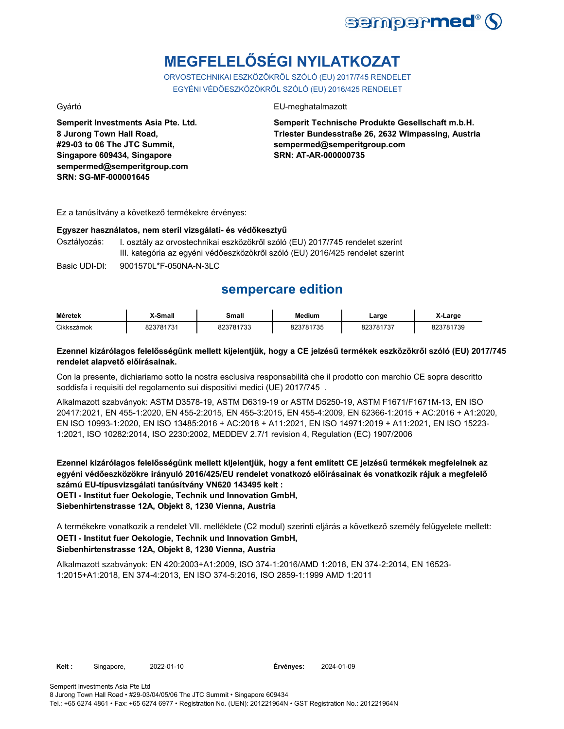# MEGFELELŐSÉGI NYILATKOZAT

ORVOSTECHNIKAI ESZKÖZÖKRŐL SZÓLÓ (EU) 2017/745 RENDELET
EGYÉNI VÉDŐESZKÖZÖKRŐL SZÓLÓ (EU) 2016/425 RENDELET

Gyártó

**Semperit Investments Asia Pte. Ltd.**
**8 Jurong Town Hall Road,**
**#29-03 to 06 The JTC Summit,**
**Singapore 609434, Singapore**
**sempermed@semperitgroup.com**
**SRN: SG-MF-000001645**

EU-meghatalmazott

**Semperit Technische Produkte Gesellschaft m.b.H.**
**Triester Bundesstraße 26, 2632 Wimpassing, Austria**
**sempermed@semperitgroup.com**
**SRN: AT-AR-000000735**

Ez a tanúsítvány a következő termékekre érvényes:

**Egyszer használatos, nem steril vizsgálati- és védőkesztyű**

Osztályozás: I. osztály az orvostechnikai eszközökről szóló (EU) 2017/745 rendelet szerint
III. kategória az egyéni védőeszközökről szóló (EU) 2016/425 rendelet szerint

Basic UDI-DI: 9001570L*F-050NA-N-3LC

## sempercare edition

| Méretek | X-Small | Small | Medium | Large | X-Large |
|---|---|---|---|---|---|
| Cikkszámok | 823781731 | 823781733 | 823781735 | 823781737 | 823781739 |

**Ezennel kizárólagos felelősségünk mellett kijelentjük, hogy a CE jelzésű termékek eszközökről szóló (EU) 2017/745 rendelet alapvető előírásainak.**

Con la presente, dichiariamo sotto la nostra esclusiva responsabilità che il prodotto con marchio CE sopra descritto soddisfa i requisiti del regolamento sui dispositivi medici (UE) 2017/745 .

Alkalmazott szabványok: ASTM D3578-19, ASTM D6319-19 or ASTM D5250-19, ASTM F1671/F1671M-13, EN ISO 20417:2021, EN 455-1:2020, EN 455-2:2015, EN 455-3:2015, EN 455-4:2009, EN 62366-1:2015 + AC:2016 + A1:2020, EN ISO 10993-1:2020, EN ISO 13485:2016 + AC:2018 + A11:2021, EN ISO 14971:2019 + A11:2021, EN ISO 15223-1:2021, ISO 10282:2014, ISO 2230:2002, MEDDEV 2.7/1 revision 4, Regulation (EC) 1907/2006

**Ezennel kizárólagos felelősségünk mellett kijelentjük, hogy a fent említett CE jelzésű termékek megfelelnek az egyéni védőeszközökre irányuló 2016/425/EU rendelet vonatkozó előírásainak és vonatkozik rájuk a megfelelő számú EU-típusvizsgálati tanúsítvány VN620 143495 kelt :**
**OETI - Institut fuer Oekologie, Technik und Innovation GmbH,**
**Siebenhirtenstrasse 12A, Objekt 8, 1230 Vienna, Austria**

A termékekre vonatkozik a rendelet VII. melléklete (C2 modul) szerinti eljárás a következő személy felügyelete mellett:
**OETI - Institut fuer Oekologie, Technik und Innovation GmbH,**
**Siebenhirtenstrasse 12A, Objekt 8, 1230 Vienna, Austria**

Alkalmazott szabványok: EN 420:2003+A1:2009, ISO 374-1:2016/AMD 1:2018, EN 374-2:2014, EN 16523-1:2015+A1:2018, EN 374-4:2013, EN ISO 374-5:2016, ISO 2859-1:1999 AMD 1:2011

**Kelt :** Singapore, 2022-01-10 **Érvényes:** 2024-01-09

Semperit Investments Asia Pte Ltd
8 Jurong Town Hall Road • #29-03/04/05/06 The JTC Summit • Singapore 609434
Tel.: +65 6274 4861 • Fax: +65 6274 6977 • Registration No. (UEN): 201221964N • GST Registration No.: 201221964N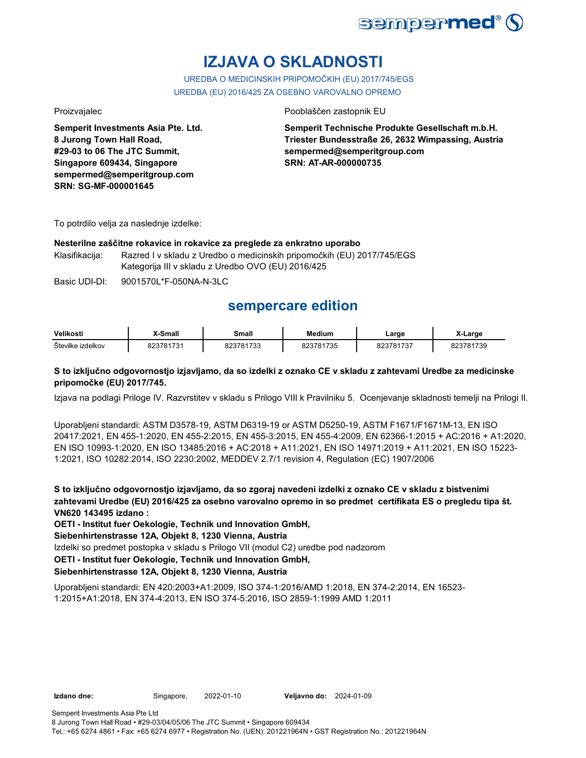# IZJAVA O SKLADNOSTI

UREDBA O MEDICINSKIH PRIPOMOČKIH (EU) 2017/745/EGS

UREDBA (EU) 2016/425 ZA OSEBNO VAROVALNO OPREMO

Proizvajalec

**Semperit Investments Asia Pte. Ltd.**
**8 Jurong Town Hall Road,**
**#29-03 to 06 The JTC Summit,**
**Singapore 609434, Singapore**
**sempermed@semperitgroup.com**
**SRN: SG-MF-000001645**

Pooblaščen zastopnik EU

**Semperit Technische Produkte Gesellschaft m.b.H.**
**Triester Bundesstraße 26, 2632 Wimpassing, Austria**
**sempermed@semperitgroup.com**
**SRN: AT-AR-000000735**

To potrdilo velja za naslednje izdelke:

**Nesterilne zaščitne rokavice in rokavice za preglede za enkratno uporabo**

Klasifikacija: Razred I v skladu z Uredbo o medicinskih pripomočkih (EU) 2017/745/EGS
Kategorija III v skladu z Uredbo OVO (EU) 2016/425

Basic UDI-DI: 9001570L*F-050NA-N-3LC

## sempercare edition

| Velikosti | X-Small | Small | Medium | Large | X-Large |
|---|---|---|---|---|---|
| Številke izdelkov | 823781731 | 823781733 | 823781735 | 823781737 | 823781739 |

**S to izključno odgovornostjo izjavljamo, da so izdelki z oznako CE v skladu z zahtevami Uredbe za medicinske pripomočke (EU) 2017/745.**

Izjava na podlagi Priloge IV. Razvrstitev v skladu s Prilogo VIII k Pravilniku 5. Ocenjevanje skladnosti temelji na Prilogi II.

Uporabljeni standardi: ASTM D3578-19, ASTM D6319-19 or ASTM D5250-19, ASTM F1671/F1671M-13, EN ISO 20417:2021, EN 455-1:2020, EN 455-2:2015, EN 455-3:2015, EN 455-4:2009, EN 62366-1:2015 + AC:2016 + A1:2020, EN ISO 10993-1:2020, EN ISO 13485:2016 + AC:2018 + A11:2021, EN ISO 14971:2019 + A11:2021, EN ISO 15223-1:2021, ISO 10282:2014, ISO 2230:2002, MEDDEV 2.7/1 revision 4, Regulation (EC) 1907/2006

**S to izključno odgovornostjo izjavljamo, da so zgoraj navedeni izdelki z oznako CE v skladu z bistvenimi zahtevami Uredbe (EU) 2016/425 za osebno varovalno opremo in so predmet certifikata ES o pregledu tipa št. VN620 143495 izdano :**

**OETI - Institut fuer Oekologie, Technik und Innovation GmbH,**
**Siebenhirtenstrasse 12A, Objekt 8, 1230 Vienna, Austria**

Izdelki so predmet postopka v skladu s Prilogo VII (modul C2) uredbe pod nadzorom

**OETI - Institut fuer Oekologie, Technik und Innovation GmbH,**
**Siebenhirtenstrasse 12A, Objekt 8, 1230 Vienna, Austria**

Uporabljeni standardi: EN 420:2003+A1:2009, ISO 374-1:2016/AMD 1:2018, EN 374-2:2014, EN 16523-1:2015+A1:2018, EN 374-4:2013, EN ISO 374-5:2016, ISO 2859-1:1999 AMD 1:2011

**Izdano dne:** Singapore, 2022-01-10 **Veljavno do:** 2024-01-09

Semperit Investments Asia Pte Ltd
8 Jurong Town Hall Road • #29-03/04/05/06 The JTC Summit • Singapore 609434
Tel.: +65 6274 4861 • Fax: +65 6274 6977 • Registration No. (UEN): 201221964N • GST Registration No.: 201221964N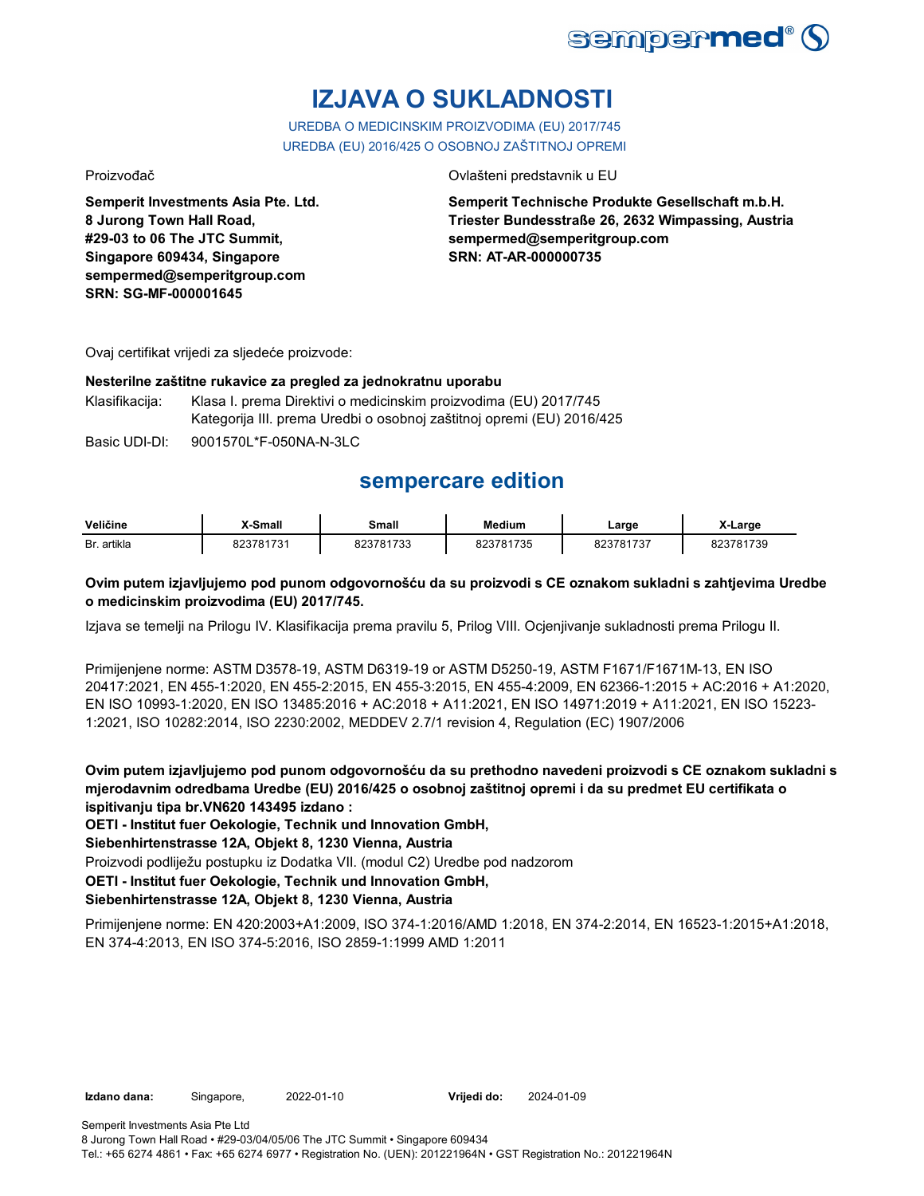# IZJAVA O SUKLADNOSTI

UREDBA O MEDICINSKIM PROIZVODIMA (EU) 2017/745
UREDBA (EU) 2016/425 O OSOBNOJ ZAŠTITNOJ OPREMI

Proizvođač

**Semperit Investments Asia Pte. Ltd.**
**8 Jurong Town Hall Road,**
**#29-03 to 06 The JTC Summit,**
**Singapore 609434, Singapore**
**sempermed@semperitgroup.com**
**SRN: SG-MF-000001645**

Ovlašteni predstavnik u EU

**Semperit Technische Produkte Gesellschaft m.b.H.**
**Triester Bundesstraße 26, 2632 Wimpassing, Austria**
**sempermed@semperitgroup.com**
**SRN: AT-AR-000000735**

Ovaj certifikat vrijedi za sljedeće proizvode:

**Nesterilne zaštitne rukavice za pregled za jednokratnu uporabu**

Klasifikacija: Klasa I. prema Direktivi o medicinskim proizvodima (EU) 2017/745
Kategorija III. prema Uredbi o osobnoj zaštitnoj opremi (EU) 2016/425

Basic UDI-DI: 9001570L*F-050NA-N-3LC

## sempercare edition

| Veličine | X-Small | Small | Medium | Large | X-Large |
|---|---|---|---|---|---|
| Br. artikla | 823781731 | 823781733 | 823781735 | 823781737 | 823781739 |

**Ovim putem izjavljujemo pod punom odgovornošću da su proizvodi s CE oznakom sukladni s zahtjevima Uredbe o medicinskim proizvodima (EU) 2017/745.**

Izjava se temelji na Prilogu IV. Klasifikacija prema pravilu 5, Prilog VIII. Ocjenjivanje sukladnosti prema Prilogu II.

Primijenjene norme: ASTM D3578-19, ASTM D6319-19 or ASTM D5250-19, ASTM F1671/F1671M-13, EN ISO 20417:2021, EN 455-1:2020, EN 455-2:2015, EN 455-3:2015, EN 455-4:2009, EN 62366-1:2015 + AC:2016 + A1:2020, EN ISO 10993-1:2020, EN ISO 13485:2016 + AC:2018 + A11:2021, EN ISO 14971:2019 + A11:2021, EN ISO 15223-1:2021, ISO 10282:2014, ISO 2230:2002, MEDDEV 2.7/1 revision 4, Regulation (EC) 1907/2006

**Ovim putem izjavljujemo pod punom odgovornošću da su prethodno navedeni proizvodi s CE oznakom sukladni s mjerodavnim odredbama Uredbe (EU) 2016/425 o osobnoj zaštitnoj opremi i da su predmet EU certifikata o ispitivanju tipa br.VN620 143495 izdano :**
**OETI - Institut fuer Oekologie, Technik und Innovation GmbH,**
**Siebenhirtenstrasse 12A, Objekt 8, 1230 Vienna, Austria**
Proizvodi podliježu postupku iz Dodatka VII. (modul C2) Uredbe pod nadzorom
**OETI - Institut fuer Oekologie, Technik und Innovation GmbH,**
**Siebenhirtenstrasse 12A, Objekt 8, 1230 Vienna, Austria**

Primijenjene norme: EN 420:2003+A1:2009, ISO 374-1:2016/AMD 1:2018, EN 374-2:2014, EN 16523-1:2015+A1:2018, EN 374-4:2013, EN ISO 374-5:2016, ISO 2859-1:1999 AMD 1:2011

**Izdano dana:** Singapore, 2022-01-10 **Vrijedi do:** 2024-01-09

Semperit Investments Asia Pte Ltd
8 Jurong Town Hall Road • #29-03/04/05/06 The JTC Summit • Singapore 609434
Tel.: +65 6274 4861 • Fax: +65 6274 6977 • Registration No. (UEN): 201221964N • GST Registration No.: 201221964N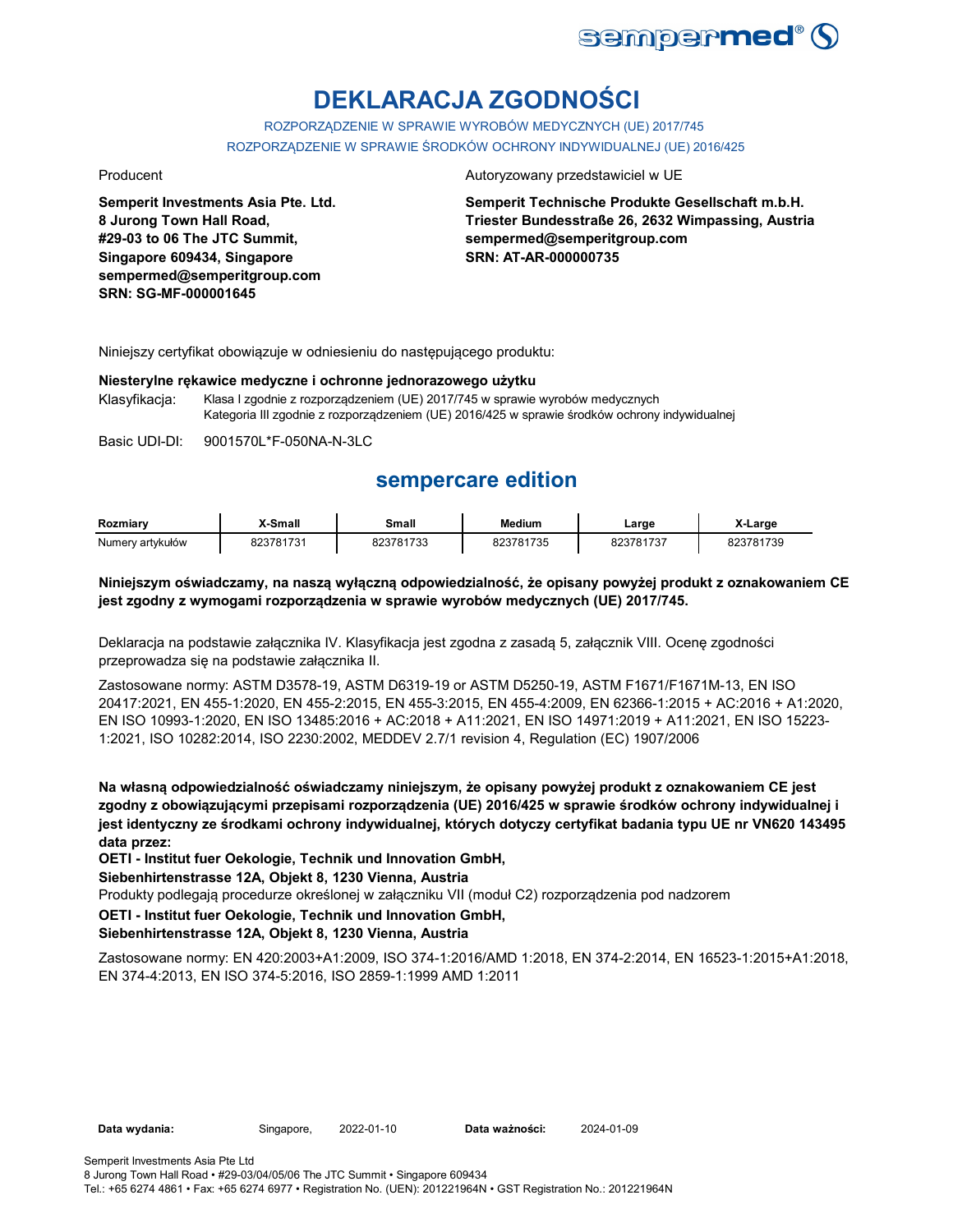# DEKLARACJA ZGODNOŚCI

ROZPORZĄDZENIE W SPRAWIE WYROBÓW MEDYCZNYCH (UE) 2017/745

ROZPORZĄDZENIE W SPRAWIE ŚRODKÓW OCHRONY INDYWIDUALNEJ (UE) 2016/425

Producent

**Semperit Investments Asia Pte. Ltd.**
**8 Jurong Town Hall Road,**
**#29-03 to 06 The JTC Summit,**
**Singapore 609434, Singapore**
**sempermed@semperitgroup.com**
**SRN: SG-MF-000001645**

Autoryzowany przedstawiciel w UE

**Semperit Technische Produkte Gesellschaft m.b.H.**
**Triester Bundesstraße 26, 2632 Wimpassing, Austria**
**sempermed@semperitgroup.com**
**SRN: AT-AR-000000735**

Niniejszy certyfikat obowiązuje w odniesieniu do następującego produktu:

**Niesterylne rękawice medyczne i ochronne jednorazowego użytku**

Klasyfikacja: Klasa I zgodnie z rozporządzeniem (UE) 2017/745 w sprawie wyrobów medycznych
Kategoria III zgodnie z rozporządzeniem (UE) 2016/425 w sprawie środków ochrony indywidualnej

Basic UDI-DI: 9001570L*F-050NA-N-3LC

## sempercare edition

| Rozmiary | X-Small | Small | Medium | Large | X-Large |
|---|---|---|---|---|---|
| Numery artykułów | 823781731 | 823781733 | 823781735 | 823781737 | 823781739 |

**Niniejszym oświadczamy, na naszą wyłączną odpowiedzialność, że opisany powyżej produkt z oznakowaniem CE jest zgodny z wymogami rozporządzenia w sprawie wyrobów medycznych (UE) 2017/745.**

Deklaracja na podstawie załącznika IV. Klasyfikacja jest zgodna z zasadą 5, załącznik VIII. Ocenę zgodności przeprowadza się na podstawie załącznika II.

Zastosowane normy: ASTM D3578-19, ASTM D6319-19 or ASTM D5250-19, ASTM F1671/F1671M-13, EN ISO 20417:2021, EN 455-1:2020, EN 455-2:2015, EN 455-3:2015, EN 455-4:2009, EN 62366-1:2015 + AC:2016 + A1:2020, EN ISO 10993-1:2020, EN ISO 13485:2016 + AC:2018 + A11:2021, EN ISO 14971:2019 + A11:2021, EN ISO 15223-1:2021, ISO 10282:2014, ISO 2230:2002, MEDDEV 2.7/1 revision 4, Regulation (EC) 1907/2006

**Na własną odpowiedzialność oświadczamy niniejszym, że opisany powyżej produkt z oznakowaniem CE jest zgodny z obowiązującymi przepisami rozporządzenia (UE) 2016/425 w sprawie środków ochrony indywidualnej i jest identyczny ze środkami ochrony indywidualnej, których dotyczy certyfikat badania typu UE nr VN620 143495 data przez:**

**OETI - Institut fuer Oekologie, Technik und Innovation GmbH,**
**Siebenhirtenstrasse 12A, Objekt 8, 1230 Vienna, Austria**

Produkty podlegają procedurze określonej w załączniku VII (moduł C2) rozporządzenia pod nadzorem

**OETI - Institut fuer Oekologie, Technik und Innovation GmbH,**
**Siebenhirtenstrasse 12A, Objekt 8, 1230 Vienna, Austria**

Zastosowane normy: EN 420:2003+A1:2009, ISO 374-1:2016/AMD 1:2018, EN 374-2:2014, EN 16523-1:2015+A1:2018, EN 374-4:2013, EN ISO 374-5:2016, ISO 2859-1:1999 AMD 1:2011

**Data wydania:** Singapore, 2022-01-10 **Data ważności:** 2024-01-09

Semperit Investments Asia Pte Ltd
8 Jurong Town Hall Road • #29-03/04/05/06 The JTC Summit • Singapore 609434
Tel.: +65 6274 4861 • Fax: +65 6274 6977 • Registration No. (UEN): 201221964N • GST Registration No.: 201221964N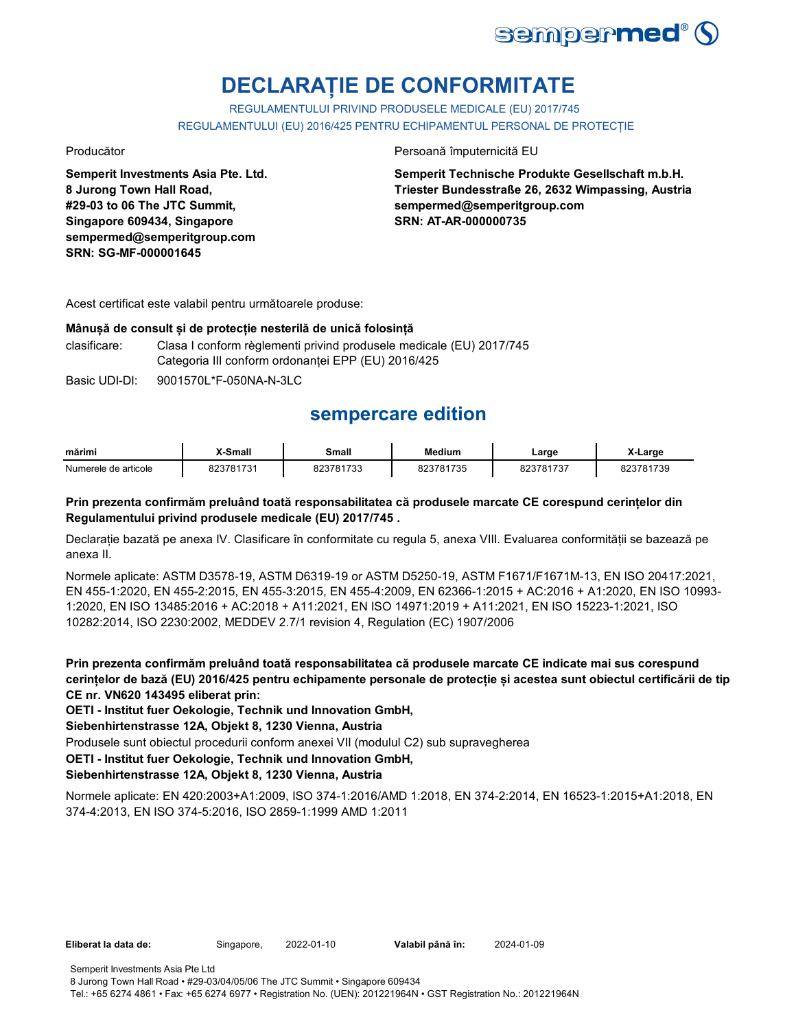# DECLARAȚIE DE CONFORMITATE

REGULAMENTULUI PRIVIND PRODUSELE MEDICALE (EU) 2017/745

REGULAMENTULUI (EU) 2016/425 PENTRU ECHIPAMENTUL PERSONAL DE PROTECȚIE

Producător

**Semperit Investments Asia Pte. Ltd.**
**8 Jurong Town Hall Road,**
**#29-03 to 06 The JTC Summit,**
**Singapore 609434, Singapore**
**sempermed@semperitgroup.com**
**SRN: SG-MF-000001645**

Persoană împuternicită EU

**Semperit Technische Produkte Gesellschaft m.b.H.**
**Triester Bundesstraße 26, 2632 Wimpassing, Austria**
**sempermed@semperitgroup.com**
**SRN: AT-AR-000000735**

Acest certificat este valabil pentru următoarele produse:

**Mânușă de consult și de protecție nesterilă de unică folosință**

clasificare: Clasa I conform règlementi privind produsele medicale (EU) 2017/745
Categoria III conform ordonanței EPP (EU) 2016/425

Basic UDI-DI: 9001570L*F-050NA-N-3LC

## sempercare edition

| mărimi | X-Small | Small | Medium | Large | X-Large |
|---|---|---|---|---|---|
| Numerele de articole | 823781731 | 823781733 | 823781735 | 823781737 | 823781739 |

**Prin prezenta confirmăm preluând toată responsabilitatea că produsele marcate CE corespund cerințelor din Regulamentului privind produsele medicale (EU) 2017/745 .**

Declarație bazată pe anexa IV. Clasificare în conformitate cu regula 5, anexa VIII. Evaluarea conformității se bazează pe anexa II.

Normele aplicate: ASTM D3578-19, ASTM D6319-19 or ASTM D5250-19, ASTM F1671/F1671M-13, EN ISO 20417:2021, EN 455-1:2020, EN 455-2:2015, EN 455-3:2015, EN 455-4:2009, EN 62366-1:2015 + AC:2016 + A1:2020, EN ISO 10993-1:2020, EN ISO 13485:2016 + AC:2018 + A11:2021, EN ISO 14971:2019 + A11:2021, EN ISO 15223-1:2021, ISO 10282:2014, ISO 2230:2002, MEDDEV 2.7/1 revision 4, Regulation (EC) 1907/2006

**Prin prezenta confirmăm preluând toată responsabilitatea că produsele marcate CE indicate mai sus corespund cerințelor de bază (EU) 2016/425 pentru echipamente personale de protecție și acestea sunt obiectul certificării de tip CE nr. VN620 143495 eliberat prin:**

**OETI - Institut fuer Oekologie, Technik und Innovation GmbH,**
**Siebenhirtenstrasse 12A, Objekt 8, 1230 Vienna, Austria**

Produsele sunt obiectul procedurii conform anexei VII (modulul C2) sub supravegherea

**OETI - Institut fuer Oekologie, Technik und Innovation GmbH,**
**Siebenhirtenstrasse 12A, Objekt 8, 1230 Vienna, Austria**

Normele aplicate: EN 420:2003+A1:2009, ISO 374-1:2016/AMD 1:2018, EN 374-2:2014, EN 16523-1:2015+A1:2018, EN 374-4:2013, EN ISO 374-5:2016, ISO 2859-1:1999 AMD 1:2011

**Eliberat la data de:** Singapore, 2022-01-10 **Valabil până în:** 2024-01-09

Semperit Investments Asia Pte Ltd
8 Jurong Town Hall Road • #29-03/04/05/06 The JTC Summit • Singapore 609434
Tel.: +65 6274 4861 • Fax: +65 6274 6977 • Registration No. (UEN): 201221964N • GST Registration No.: 201221964N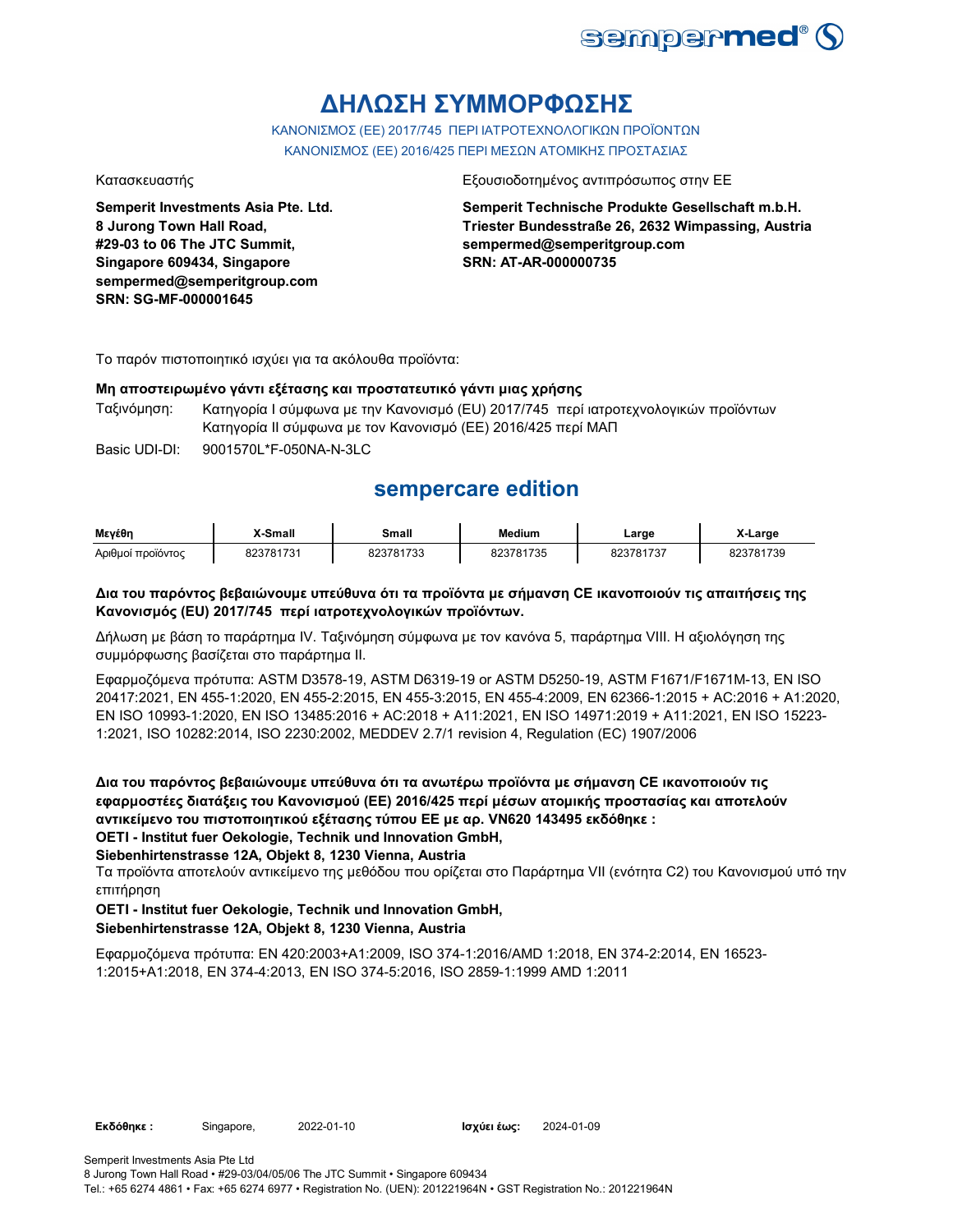# ΔΗΛΩΣΗ ΣΥΜΜΟΡΦΩΣΗΣ

ΚΑΝΟΝΙΣΜΟΣ (ΕΕ) 2017/745 ΠΕΡΙ ΙΑΤΡΟΤΕΧΝΟΛΟΓΙΚΩΝ ΠΡΟΪΟΝΤΩΝ
ΚΑΝΟΝΙΣΜΟΣ (ΕΕ) 2016/425 ΠΕΡΙ ΜΕΣΩΝ ΑΤΟΜΙΚΗΣ ΠΡΟΣΤΑΣΙΑΣ

Κατασκευαστής

**Semperit Investments Asia Pte. Ltd.**
**8 Jurong Town Hall Road,**
**#29-03 to 06 The JTC Summit,**
**Singapore 609434, Singapore**
**sempermed@semperitgroup.com**
**SRN: SG-MF-000001645**

Εξουσιοδοτημένος αντιπρόσωπος στην ΕΕ

**Semperit Technische Produkte Gesellschaft m.b.H.**
**Triester Bundesstraße 26, 2632 Wimpassing, Austria**
**sempermed@semperitgroup.com**
**SRN: AT-AR-000000735**

Το παρόν πιστοποιητικό ισχύει για τα ακόλουθα προϊόντα:

**Μη αποστειρωμένο γάντι εξέτασης και προστατευτικό γάντι μιας χρήσης**

Ταξινόμηση: Κατηγορία I σύμφωνα με την Κανονισμό (EU) 2017/745 περί ιατροτεχνολογικών προϊόντων
Κατηγορία II σύμφωνα με τον Κανονισμό (ΕΕ) 2016/425 περί ΜΑΠ

Basic UDI-DI: 9001570L*F-050NA-N-3LC

## sempercare edition

| Μεγέθη | X-Small | Small | Medium | Large | X-Large |
|---|---|---|---|---|---|
| Αριθμοί προϊόντος | 823781731 | 823781733 | 823781735 | 823781737 | 823781739 |

**Δια του παρόντος βεβαιώνουμε υπεύθυνα ότι τα προϊόντα με σήμανση CE ικανοποιούν τις απαιτήσεις της Κανονισμός (EU) 2017/745 περί ιατροτεχνολογικών προϊόντων.**

Δήλωση με βάση το παράρτημα IV. Ταξινόμηση σύμφωνα με τον κανόνα 5, παράρτημα VIII. Η αξιολόγηση της συμμόρφωσης βασίζεται στο παράρτημα II.

Εφαρμοζόμενα πρότυπα: ASTM D3578-19, ASTM D6319-19 or ASTM D5250-19, ASTM F1671/F1671M-13, EN ISO 20417:2021, EN 455-1:2020, EN 455-2:2015, EN 455-3:2015, EN 455-4:2009, EN 62366-1:2015 + AC:2016 + A1:2020, EN ISO 10993-1:2020, EN ISO 13485:2016 + AC:2018 + A11:2021, EN ISO 14971:2019 + A11:2021, EN ISO 15223-1:2021, ISO 10282:2014, ISO 2230:2002, MEDDEV 2.7/1 revision 4, Regulation (EC) 1907/2006

**Δια του παρόντος βεβαιώνουμε υπεύθυνα ότι τα ανωτέρω προϊόντα με σήμανση CE ικανοποιούν τις εφαρμοστέες διατάξεις του Κανονισμού (ΕΕ) 2016/425 περί μέσων ατομικής προστασίας και αποτελούν αντικείμενο του πιστοποιητικού εξέτασης τύπου ΕΕ με αρ. VN620 143495 εκδόθηκε :**
**OETI - Institut fuer Oekologie, Technik und Innovation GmbH,**
**Siebenhirtenstrasse 12A, Objekt 8, 1230 Vienna, Austria**
Τα προϊόντα αποτελούν αντικείμενο της μεθόδου που ορίζεται στο Παράρτημα VII (ενότητα C2) του Κανονισμού υπό την επιτήρηση
**OETI - Institut fuer Oekologie, Technik und Innovation GmbH,**
**Siebenhirtenstrasse 12A, Objekt 8, 1230 Vienna, Austria**

Εφαρμοζόμενα πρότυπα: EN 420:2003+A1:2009, ISO 374-1:2016/AMD 1:2018, EN 374-2:2014, EN 16523-1:2015+A1:2018, EN 374-4:2013, EN ISO 374-5:2016, ISO 2859-1:1999 AMD 1:2011

**Εκδόθηκε :** Singapore, 2022-01-10 **Ισχύει έως:** 2024-01-09

Semperit Investments Asia Pte Ltd
8 Jurong Town Hall Road • #29-03/04/05/06 The JTC Summit • Singapore 609434
Tel.: +65 6274 4861 • Fax: +65 6274 6977 • Registration No. (UEN): 201221964N • GST Registration No.: 201221964N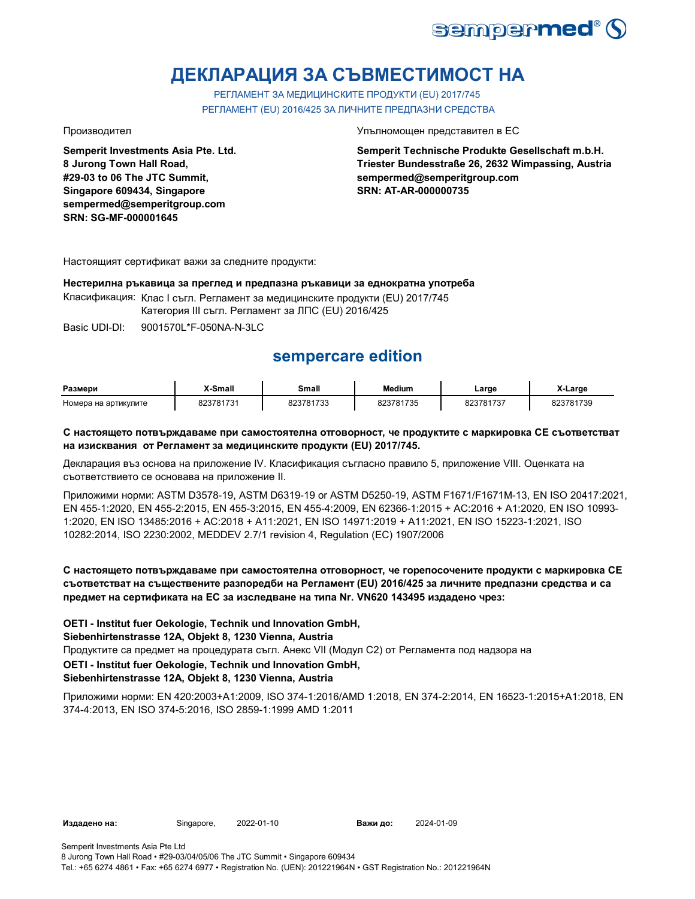# ДЕКЛАРАЦИЯ ЗА СЪВМЕСТИМОСТ НА

РЕГЛАМЕНТ ЗА МЕДИЦИНСКИТЕ ПРОДУКТИ (EU) 2017/745
РЕГЛАМЕНТ (EU) 2016/425 ЗА ЛИЧНИТЕ ПРЕДПАЗНИ СРЕДСТВА

Производител

**Semperit Investments Asia Pte. Ltd.**
**8 Jurong Town Hall Road,**
**#29-03 to 06 The JTC Summit,**
**Singapore 609434, Singapore**
**sempermed@semperitgroup.com**
**SRN: SG-MF-000001645**

Упълномощен представител в ЕС

**Semperit Technische Produkte Gesellschaft m.b.H.**
**Triester Bundesstraße 26, 2632 Wimpassing, Austria**
**sempermed@semperitgroup.com**
**SRN: AT-AR-000000735**

Настоящият сертификат важи за следните продукти:

**Нестерилна ръкавица за преглед и предпазна ръкавици за еднократна употреба**

Класификация: Клас I съгл. Регламент за медицинските продукти (EU) 2017/745
Категория III съгл. Регламент за ЛПС (EU) 2016/425

Basic UDI-DI: 9001570L*F-050NA-N-3LC

## sempercare edition

| Размери | X-Small | Small | Medium | Large | X-Large |
|---|---|---|---|---|---|
| Номера на артикулите | 823781731 | 823781733 | 823781735 | 823781737 | 823781739 |

**С настоящето потвърждаваме при самостоятелна отговорност, че продуктите с маркировка СЕ съответстват на изисквания от Регламент за медицинските продукти (EU) 2017/745.**

Декларация въз основа на приложение IV. Класификация съгласно правило 5, приложение VIII. Оценката на съответствието се основава на приложение II.

Приложими норми: ASTM D3578-19, ASTM D6319-19 or ASTM D5250-19, ASTM F1671/F1671M-13, EN ISO 20417:2021, EN 455-1:2020, EN 455-2:2015, EN 455-3:2015, EN 455-4:2009, EN 62366-1:2015 + AC:2016 + A1:2020, EN ISO 10993-1:2020, EN ISO 13485:2016 + AC:2018 + A11:2021, EN ISO 14971:2019 + A11:2021, EN ISO 15223-1:2021, ISO 10282:2014, ISO 2230:2002, MEDDEV 2.7/1 revision 4, Regulation (EC) 1907/2006

**С настоящето потвърждаваме при самостоятелна отговорност, че горепосочените продукти с маркировка СЕ съответстват на съществените разпоредби на Регламент (EU) 2016/425 за личните предпазни средства и са предмет на сертификата на ЕС за изследване на типа Nr. VN620 143495 издадено чрез:**

**OETI - Institut fuer Oekologie, Technik und Innovation GmbH,**
**Siebenhirtenstrasse 12A, Objekt 8, 1230 Vienna, Austria**

Продуктите са предмет на процедурата съгл. Анекс VII (Модул C2) от Регламента под надзора на

**OETI - Institut fuer Oekologie, Technik und Innovation GmbH,**
**Siebenhirtenstrasse 12A, Objekt 8, 1230 Vienna, Austria**

Приложими норми: EN 420:2003+A1:2009, ISO 374-1:2016/AMD 1:2018, EN 374-2:2014, EN 16523-1:2015+A1:2018, EN 374-4:2013, EN ISO 374-5:2016, ISO 2859-1:1999 AMD 1:2011

**Издадено на:** Singapore, 2022-01-10 **Важи до:** 2024-01-09

Semperit Investments Asia Pte Ltd
8 Jurong Town Hall Road • #29-03/04/05/06 The JTC Summit • Singapore 609434
Tel.: +65 6274 4861 • Fax: +65 6274 6977 • Registration No. (UEN): 201221964N • GST Registration No.: 201221964N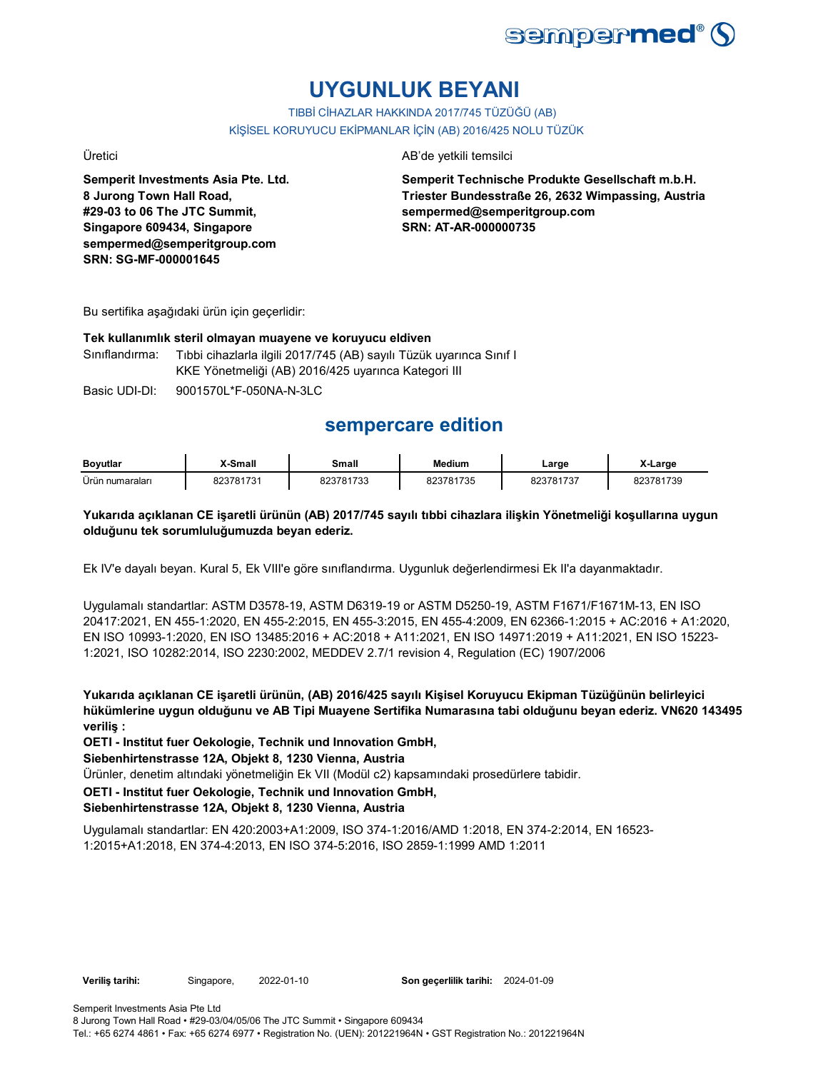# UYGUNLUK BEYANI

TIBBİ CİHAZLAR HAKKINDA 2017/745 TÜZÜĞÜ (AB)

KİŞİSEL KORUYUCU EKİPMANLAR İÇİN (AB) 2016/425 NOLU TÜZÜK

Üretici

**Semperit Investments Asia Pte. Ltd.**
**8 Jurong Town Hall Road,**
**#29-03 to 06 The JTC Summit,**
**Singapore 609434, Singapore**
**sempermed@semperitgroup.com**
**SRN: SG-MF-000001645**

AB'de yetkili temsilci

**Semperit Technische Produkte Gesellschaft m.b.H.**
**Triester Bundesstraße 26, 2632 Wimpassing, Austria**
**sempermed@semperitgroup.com**
**SRN: AT-AR-000000735**

Bu sertifika aşağıdaki ürün için geçerlidir:

**Tek kullanımlık steril olmayan muayene ve koruyucu eldiven**

Sınıflandırma: Tıbbi cihazlarla ilgili 2017/745 (AB) sayılı Tüzük uyarınca Sınıf I
KKE Yönetmeliği (AB) 2016/425 uyarınca Kategori III

Basic UDI-DI: 9001570L*F-050NA-N-3LC

## sempercare edition

| Boyutlar | X-Small | Small | Medium | Large | X-Large |
|---|---|---|---|---|---|
| Ürün numaraları | 823781731 | 823781733 | 823781735 | 823781737 | 823781739 |

**Yukarıda açıklanan CE işaretli ürünün (AB) 2017/745 sayılı tıbbi cihazlara ilişkin Yönetmeliği koşullarına uygun olduğunu tek sorumluluğumuzda beyan ederiz.**

Ek IV'e dayalı beyan. Kural 5, Ek VIII'e göre sınıflandırma. Uygunluk değerlendirmesi Ek II'a dayanmaktadır.

Uygulamalı standartlar: ASTM D3578-19, ASTM D6319-19 or ASTM D5250-19, ASTM F1671/F1671M-13, EN ISO 20417:2021, EN 455-1:2020, EN 455-2:2015, EN 455-3:2015, EN 455-4:2009, EN 62366-1:2015 + AC:2016 + A1:2020, EN ISO 10993-1:2020, EN ISO 13485:2016 + AC:2018 + A11:2021, EN ISO 14971:2019 + A11:2021, EN ISO 15223-1:2021, ISO 10282:2014, ISO 2230:2002, MEDDEV 2.7/1 revision 4, Regulation (EC) 1907/2006

**Yukarıda açıklanan CE işaretli ürünün, (AB) 2016/425 sayılı Kişisel Koruyucu Ekipman Tüzüğünün belirleyici hükümlerine uygun olduğunu ve AB Tipi Muayene Sertifika Numarasına tabi olduğunu beyan ederiz. VN620 143495 veriliş :**

**OETI - Institut fuer Oekologie, Technik und Innovation GmbH,**
**Siebenhirtenstrasse 12A, Objekt 8, 1230 Vienna, Austria**

Ürünler, denetim altındaki yönetmeliğin Ek VII (Modül c2) kapsamındaki prosedürlere tabidir.

**OETI - Institut fuer Oekologie, Technik und Innovation GmbH,**
**Siebenhirtenstrasse 12A, Objekt 8, 1230 Vienna, Austria**

Uygulamalı standartlar: EN 420:2003+A1:2009, ISO 374-1:2016/AMD 1:2018, EN 374-2:2014, EN 16523-1:2015+A1:2018, EN 374-4:2013, EN ISO 374-5:2016, ISO 2859-1:1999 AMD 1:2011

**Veriliş tarihi:** Singapore, 2022-01-10 **Son geçerlilik tarihi:** 2024-01-09

Semperit Investments Asia Pte Ltd
8 Jurong Town Hall Road • #29-03/04/05/06 The JTC Summit • Singapore 609434
Tel.: +65 6274 4861 • Fax: +65 6274 6977 • Registration No. (UEN): 201221964N • GST Registration No.: 201221964N